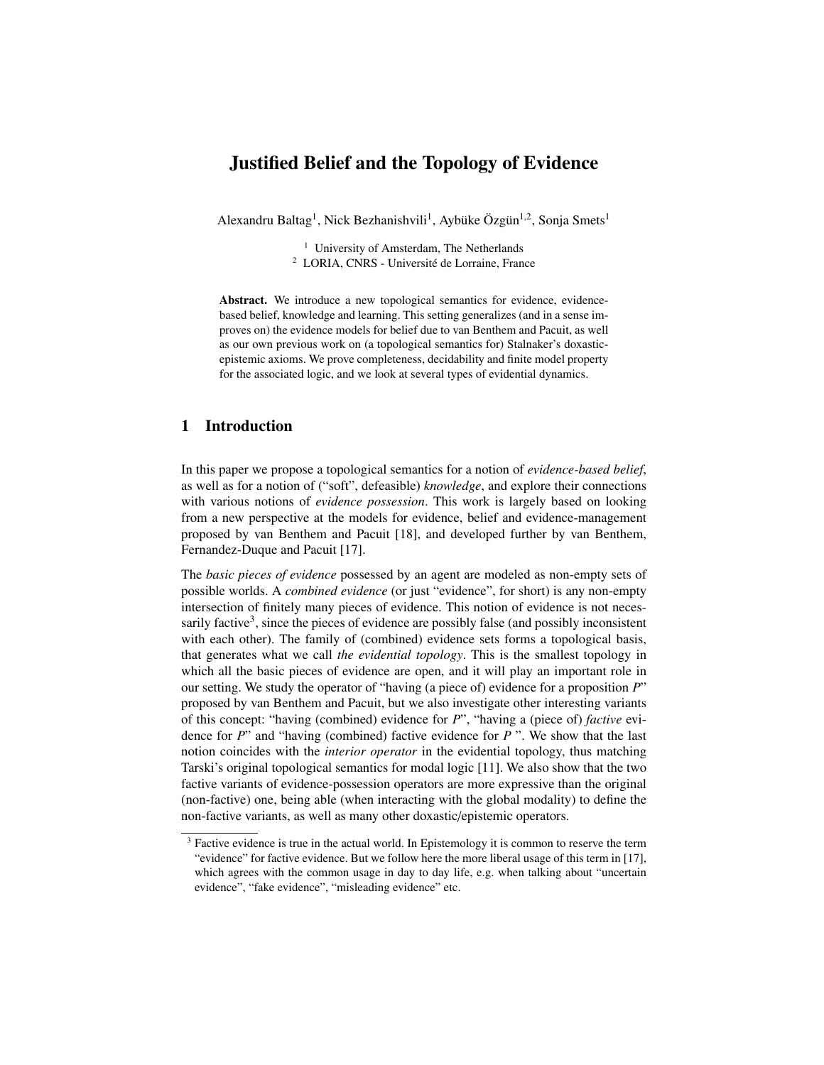# Justified Belief and the Topology of Evidence

Alexandru Baltag[1], Nick Bezhanishvili[1], Aybüke Özgün[1,2], Sonja Smets[1]

[1] University of Amsterdam, The Netherlands
[2] LORIA, CNRS - Université de Lorraine, France

**Abstract.** We introduce a new topological semantics for evidence, evidence-based belief, knowledge and learning. This setting generalizes (and in a sense improves on) the evidence models for belief due to van Benthem and Pacuit, as well as our own previous work on (a topological semantics for) Stalnaker's doxastic-epistemic axioms. We prove completeness, decidability and finite model property for the associated logic, and we look at several types of evidential dynamics.

## 1 Introduction

In this paper we propose a topological semantics for a notion of *evidence-based belief*, as well as for a notion of ("soft", defeasible) *knowledge*, and explore their connections with various notions of *evidence possession*. This work is largely based on looking from a new perspective at the models for evidence, belief and evidence-management proposed by van Benthem and Pacuit [18], and developed further by van Benthem, Fernandez-Duque and Pacuit [17].

The *basic pieces of evidence* possessed by an agent are modeled as non-empty sets of possible worlds. A *combined evidence* (or just "evidence", for short) is any non-empty intersection of finitely many pieces of evidence. This notion of evidence is not necessarily factive[3], since the pieces of evidence are possibly false (and possibly inconsistent with each other). The family of (combined) evidence sets forms a topological basis, that generates what we call *the evidential topology*. This is the smallest topology in which all the basic pieces of evidence are open, and it will play an important role in our setting. We study the operator of "having (a piece of) evidence for a proposition *P*" proposed by van Benthem and Pacuit, but we also investigate other interesting variants of this concept: "having (combined) evidence for *P*", "having a (piece of) *factive* evidence for *P*" and "having (combined) factive evidence for *P* ". We show that the last notion coincides with the *interior operator* in the evidential topology, thus matching Tarski's original topological semantics for modal logic [11]. We also show that the two factive variants of evidence-possession operators are more expressive than the original (non-factive) one, being able (when interacting with the global modality) to define the non-factive variants, as well as many other doxastic/epistemic operators.

[3] Factive evidence is true in the actual world. In Epistemology it is common to reserve the term "evidence" for factive evidence. But we follow here the more liberal usage of this term in [17], which agrees with the common usage in day to day life, e.g. when talking about "uncertain evidence", "fake evidence", "misleading evidence" etc.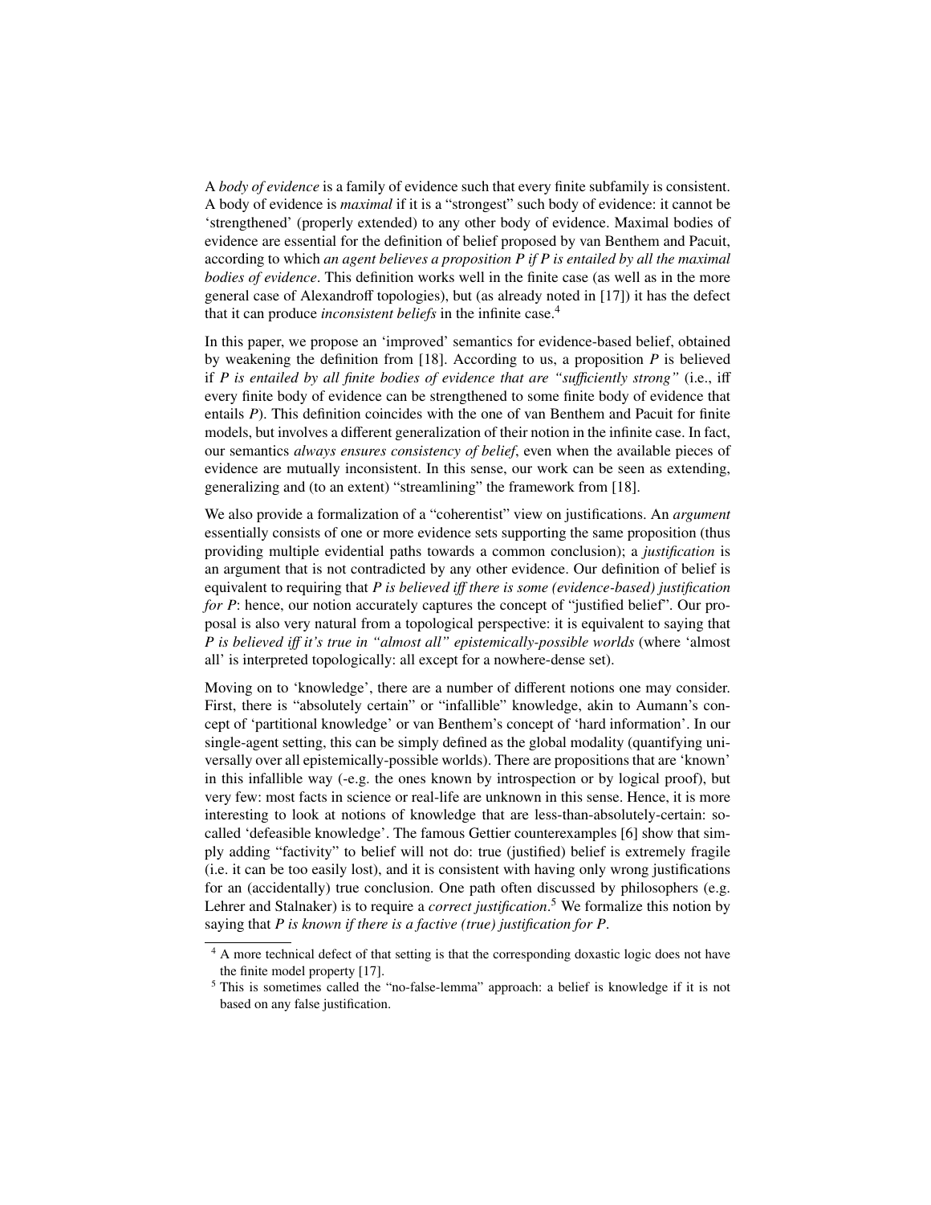A *body of evidence* is a family of evidence such that every finite subfamily is consistent. A body of evidence is *maximal* if it is a "strongest" such body of evidence: it cannot be 'strengthened' (properly extended) to any other body of evidence. Maximal bodies of evidence are essential for the definition of belief proposed by van Benthem and Pacuit, according to which *an agent believes a proposition P if P is entailed by all the maximal bodies of evidence*. This definition works well in the finite case (as well as in the more general case of Alexandroff topologies), but (as already noted in [17]) it has the defect that it can produce *inconsistent beliefs* in the infinite case.[4]

In this paper, we propose an 'improved' semantics for evidence-based belief, obtained by weakening the definition from [18]. According to us, a proposition *P* is believed if *P is entailed by all finite bodies of evidence that are "sufficiently strong"* (i.e., iff every finite body of evidence can be strengthened to some finite body of evidence that entails *P*). This definition coincides with the one of van Benthem and Pacuit for finite models, but involves a different generalization of their notion in the infinite case. In fact, our semantics *always ensures consistency of belief*, even when the available pieces of evidence are mutually inconsistent. In this sense, our work can be seen as extending, generalizing and (to an extent) "streamlining" the framework from [18].

We also provide a formalization of a "coherentist" view on justifications. An *argument* essentially consists of one or more evidence sets supporting the same proposition (thus providing multiple evidential paths towards a common conclusion); a *justification* is an argument that is not contradicted by any other evidence. Our definition of belief is equivalent to requiring that *P is believed iff there is some (evidence-based) justification for P*: hence, our notion accurately captures the concept of "justified belief". Our proposal is also very natural from a topological perspective: it is equivalent to saying that *P is believed iff it's true in "almost all" epistemically-possible worlds* (where 'almost all' is interpreted topologically: all except for a nowhere-dense set).

Moving on to 'knowledge', there are a number of different notions one may consider. First, there is "absolutely certain" or "infallible" knowledge, akin to Aumann's concept of 'partitional knowledge' or van Benthem's concept of 'hard information'. In our single-agent setting, this can be simply defined as the global modality (quantifying universally over all epistemically-possible worlds). There are propositions that are 'known' in this infallible way (-e.g. the ones known by introspection or by logical proof), but very few: most facts in science or real-life are unknown in this sense. Hence, it is more interesting to look at notions of knowledge that are less-than-absolutely-certain: so-called 'defeasible knowledge'. The famous Gettier counterexamples [6] show that simply adding "factivity" to belief will not do: true (justified) belief is extremely fragile (i.e. it can be too easily lost), and it is consistent with having only wrong justifications for an (accidentally) true conclusion. One path often discussed by philosophers (e.g. Lehrer and Stalnaker) is to require a *correct justification*.[5] We formalize this notion by saying that *P is known if there is a factive (true) justification for P*.

[4] A more technical defect of that setting is that the corresponding doxastic logic does not have the finite model property [17].

[5] This is sometimes called the "no-false-lemma" approach: a belief is knowledge if it is not based on any false justification.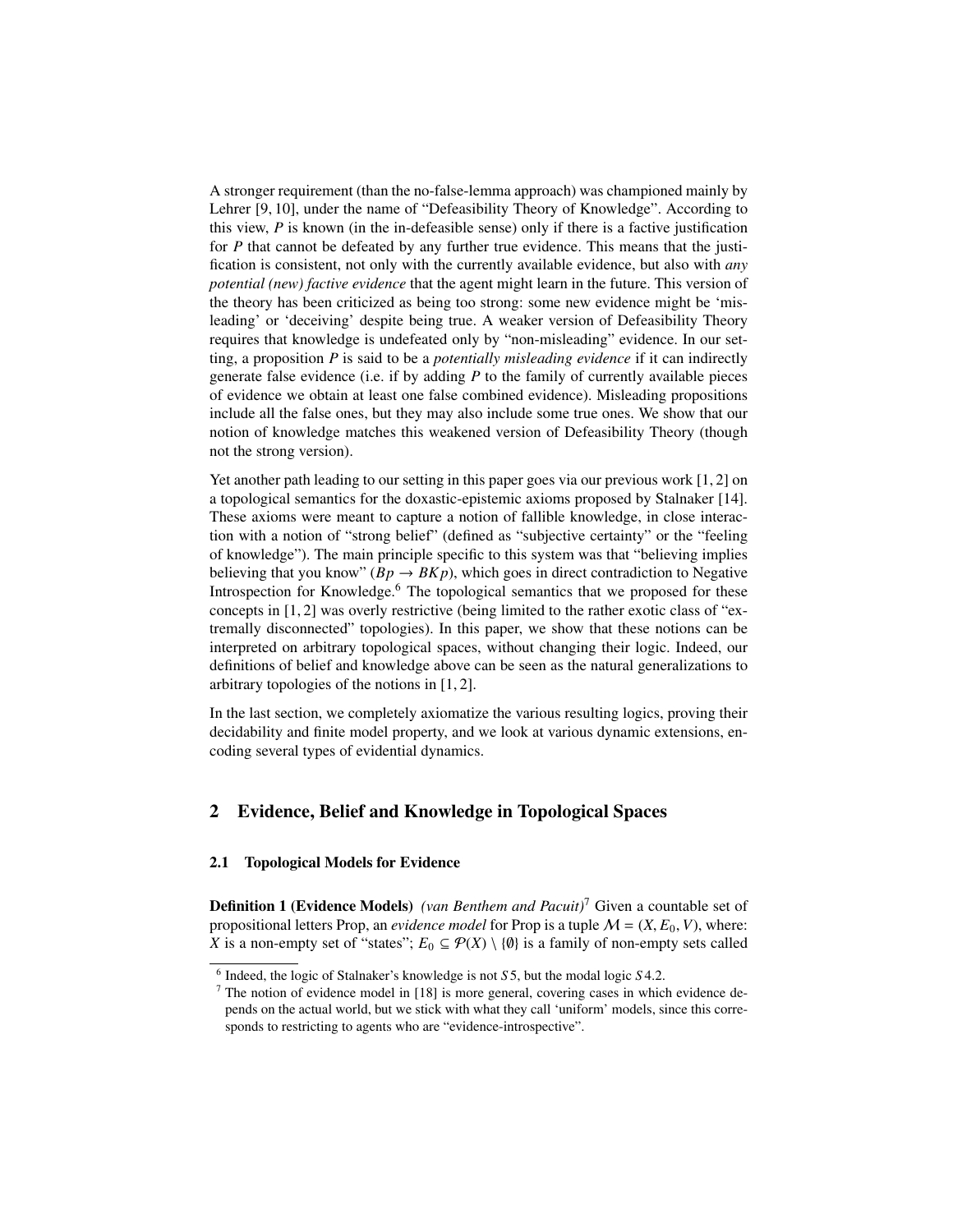A stronger requirement (than the no-false-lemma approach) was championed mainly by Lehrer [9, 10], under the name of "Defeasibility Theory of Knowledge". According to this view, $P$ is known (in the in-defeasible sense) only if there is a factive justification for $P$ that cannot be defeated by any further true evidence. This means that the justification is consistent, not only with the currently available evidence, but also with *any potential (new) factive evidence* that the agent might learn in the future. This version of the theory has been criticized as being too strong: some new evidence might be 'misleading' or 'deceiving' despite being true. A weaker version of Defeasibility Theory requires that knowledge is undefeated only by "non-misleading" evidence. In our setting, a proposition $P$ is said to be a *potentially misleading evidence* if it can indirectly generate false evidence (i.e. if by adding $P$ to the family of currently available pieces of evidence we obtain at least one false combined evidence). Misleading propositions include all the false ones, but they may also include some true ones. We show that our notion of knowledge matches this weakened version of Defeasibility Theory (though not the strong version).

Yet another path leading to our setting in this paper goes via our previous work [1, 2] on a topological semantics for the doxastic-epistemic axioms proposed by Stalnaker [14]. These axioms were meant to capture a notion of fallible knowledge, in close interaction with a notion of "strong belief" (defined as "subjective certainty" or the "feeling of knowledge"). The main principle specific to this system was that "believing implies believing that you know" ($Bp \to BKp$), which goes in direct contradiction to Negative Introspection for Knowledge.[6] The topological semantics that we proposed for these concepts in [1, 2] was overly restrictive (being limited to the rather exotic class of "extremally disconnected" topologies). In this paper, we show that these notions can be interpreted on arbitrary topological spaces, without changing their logic. Indeed, our definitions of belief and knowledge above can be seen as the natural generalizations to arbitrary topologies of the notions in [1, 2].

In the last section, we completely axiomatize the various resulting logics, proving their decidability and finite model property, and we look at various dynamic extensions, encoding several types of evidential dynamics.

## 2 Evidence, Belief and Knowledge in Topological Spaces

### 2.1 Topological Models for Evidence

**Definition 1 (Evidence Models)** *(van Benthem and Pacuit)*[7] Given a countable set of propositional letters Prop, an *evidence model* for Prop is a tuple $\mathcal{M} = (X, E_0, V)$, where: $X$ is a non-empty set of "states"; $E_0 \subseteq \mathcal{P}(X) \setminus \{\emptyset\}$ is a family of non-empty sets called

[6] Indeed, the logic of Stalnaker's knowledge is not $S5$, but the modal logic $S4.2$.

[7] The notion of evidence model in [18] is more general, covering cases in which evidence depends on the actual world, but we stick with what they call 'uniform' models, since this corresponds to restricting to agents who are "evidence-introspective".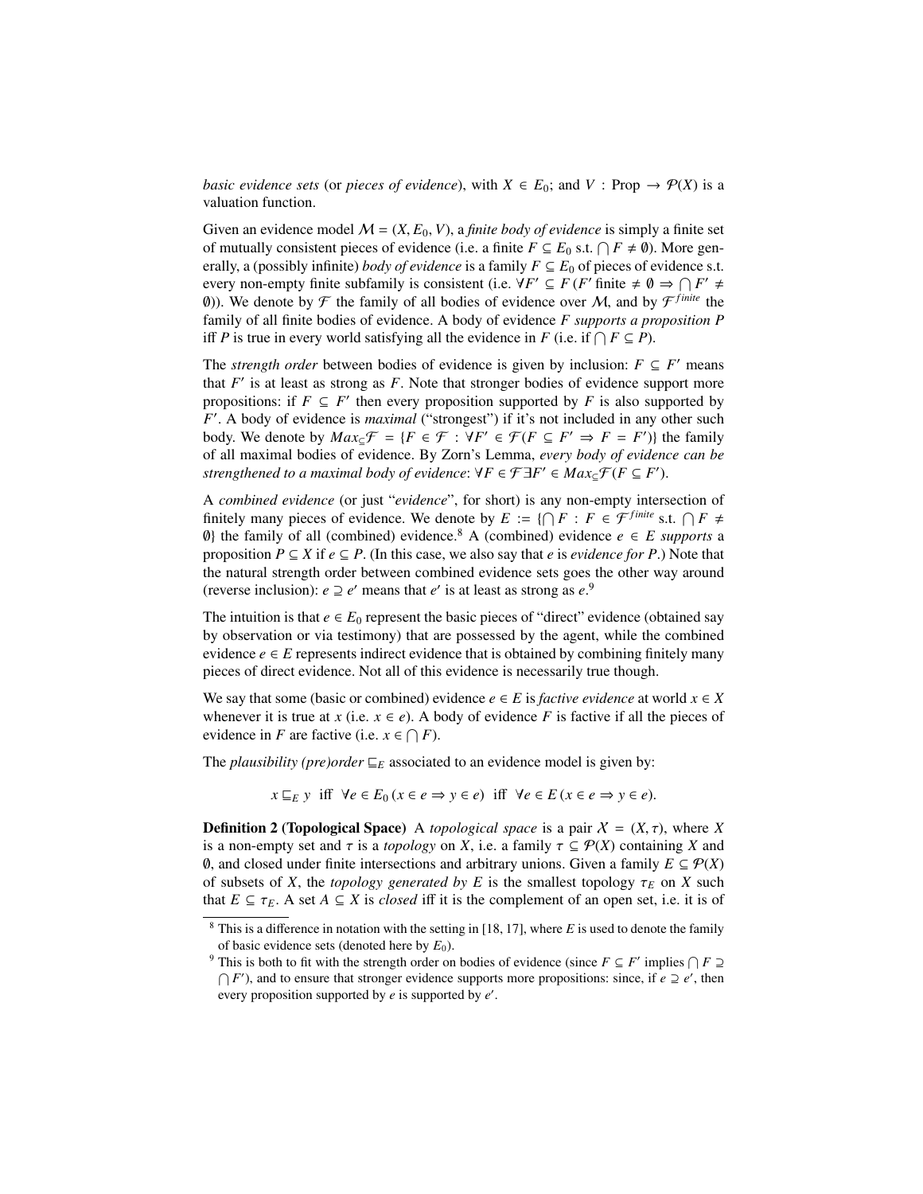*basic evidence sets* (or *pieces of evidence*), with $X \in E_0$; and $V : \mathrm{Prop} \to \mathcal{P}(X)$ is a valuation function.

Given an evidence model $\mathcal{M} = (X, E_0, V)$, a *finite body of evidence* is simply a finite set of mutually consistent pieces of evidence (i.e. a finite $F \subseteq E_0$ s.t. $\bigcap F \neq \emptyset$). More generally, a (possibly infinite) *body of evidence* is a family $F \subseteq E_0$ of pieces of evidence s.t. every non-empty finite subfamily is consistent (i.e. $\forall F' \subseteq F\,(F'$ finite $\neq \emptyset \Rightarrow \bigcap F' \neq \emptyset)$). We denote by $\mathcal{F}$ the family of all bodies of evidence over $\mathcal{M}$, and by $\mathcal{F}^{finite}$ the family of all finite bodies of evidence. A body of evidence $F$ *supports a proposition* $P$ iff $P$ is true in every world satisfying all the evidence in $F$ (i.e. if $\bigcap F \subseteq P$).

The *strength order* between bodies of evidence is given by inclusion: $F \subseteq F'$ means that $F'$ is at least as strong as $F$. Note that stronger bodies of evidence support more propositions: if $F \subseteq F'$ then every proposition supported by $F$ is also supported by $F'$. A body of evidence is *maximal* ("strongest") if it's not included in any other such body. We denote by $Max_{\subseteq}\mathcal{F} = \{F \in \mathcal{F} : \forall F' \in \mathcal{F}(F \subseteq F' \Rightarrow F = F')\}$ the family of all maximal bodies of evidence. By Zorn's Lemma, *every body of evidence can be strengthened to a maximal body of evidence*: $\forall F \in \mathcal{F}\, \exists F' \in Max_{\subseteq}\mathcal{F}(F \subseteq F')$.

A *combined evidence* (or just "*evidence*", for short) is any non-empty intersection of finitely many pieces of evidence. We denote by $E := \{\bigcap F : F \in \mathcal{F}^{finite}$ s.t. $\bigcap F \neq \emptyset\}$ the family of all (combined) evidence.[8] A (combined) evidence $e \in E$ *supports* a proposition $P \subseteq X$ if $e \subseteq P$. (In this case, we also say that $e$ is *evidence for* $P$.) Note that the natural strength order between combined evidence sets goes the other way around (reverse inclusion): $e \supseteq e'$ means that $e'$ is at least as strong as $e$.[9]

The intuition is that $e \in E_0$ represent the basic pieces of "direct" evidence (obtained say by observation or via testimony) that are possessed by the agent, while the combined evidence $e \in E$ represents indirect evidence that is obtained by combining finitely many pieces of direct evidence. Not all of this evidence is necessarily true though.

We say that some (basic or combined) evidence $e \in E$ is *factive evidence* at world $x \in X$ whenever it is true at $x$ (i.e. $x \in e$). A body of evidence $F$ is factive if all the pieces of evidence in $F$ are factive (i.e. $x \in \bigcap F$).

The *plausibility (pre)order* $\sqsubseteq_E$ associated to an evidence model is given by:

$$x \sqsubseteq_E y \;\text{ iff }\; \forall e \in E_0\,(x \in e \Rightarrow y \in e) \;\text{ iff }\; \forall e \in E\,(x \in e \Rightarrow y \in e).$$

**Definition 2 (Topological Space)** A *topological space* is a pair $\mathcal{X} = (X, \tau)$, where $X$ is a non-empty set and $\tau$ is a *topology* on $X$, i.e. a family $\tau \subseteq \mathcal{P}(X)$ containing $X$ and $\emptyset$, and closed under finite intersections and arbitrary unions. Given a family $E \subseteq \mathcal{P}(X)$ of subsets of $X$, the *topology generated by* $E$ is the smallest topology $\tau_E$ on $X$ such that $E \subseteq \tau_E$. A set $A \subseteq X$ is *closed* iff it is the complement of an open set, i.e. it is of

[8] This is a difference in notation with the setting in [18, 17], where $E$ is used to denote the family of basic evidence sets (denoted here by $E_0$).

[9] This is both to fit with the strength order on bodies of evidence (since $F \subseteq F'$ implies $\bigcap F \supseteq \bigcap F'$), and to ensure that stronger evidence supports more propositions: since, if $e \supseteq e'$, then every proposition supported by $e$ is supported by $e'$.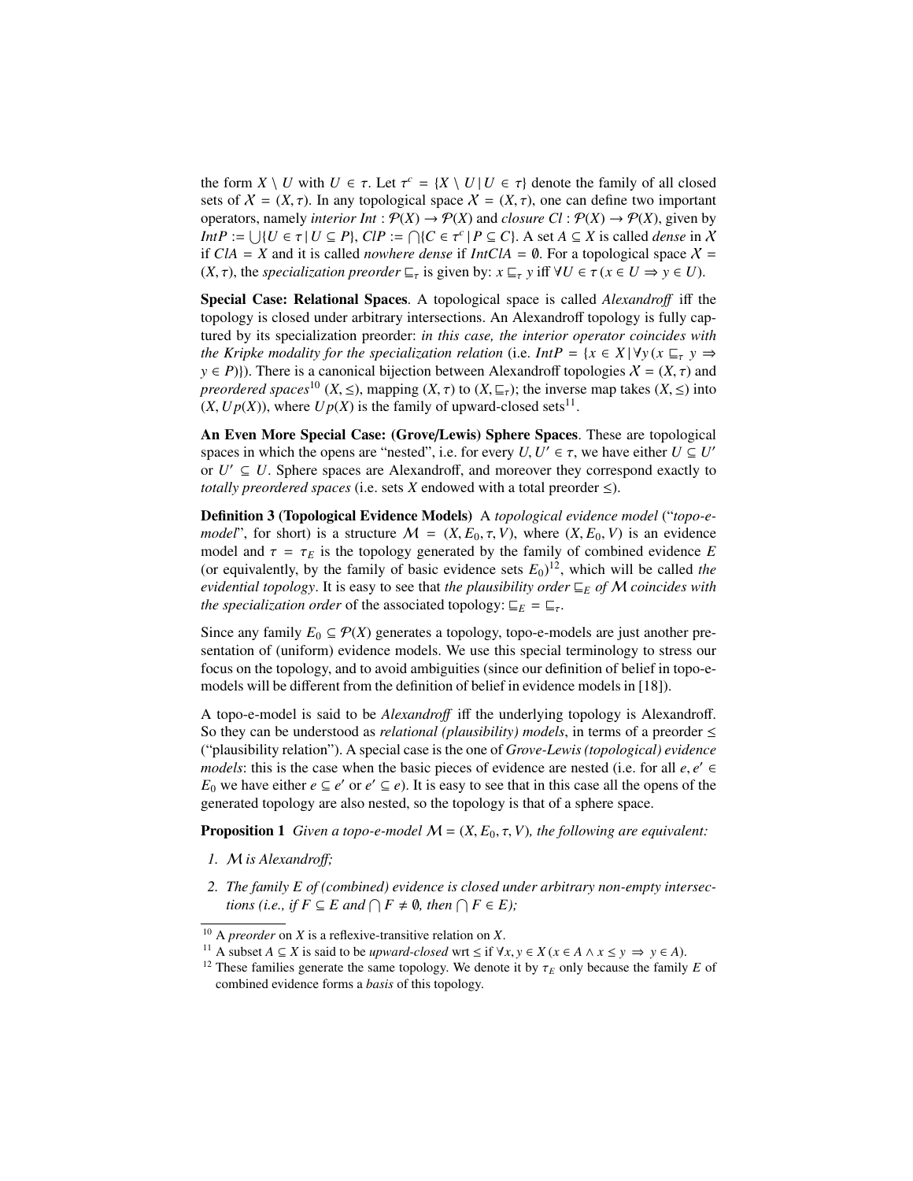the form $X \setminus U$ with $U \in \tau$. Let $\tau^c = \{X \setminus U \mid U \in \tau\}$ denote the family of all closed sets of $\mathcal{X} = (X, \tau)$. In any topological space $\mathcal{X} = (X, \tau)$, one can define two important operators, namely *interior* $Int : \mathcal{P}(X) \to \mathcal{P}(X)$ and *closure* $Cl : \mathcal{P}(X) \to \mathcal{P}(X)$, given by $IntP := \bigcup\{U \in \tau \mid U \subseteq P\}$, $ClP := \bigcap\{C \in \tau^c \mid P \subseteq C\}$. A set $A \subseteq X$ is called *dense* in $\mathcal{X}$ if $ClA = X$ and it is called *nowhere dense* if $IntClA = \emptyset$. For a topological space $\mathcal{X} = (X, \tau)$, the *specialization preorder* $\sqsubseteq_\tau$ is given by: $x \sqsubseteq_\tau y$ iff $\forall U \in \tau\, (x \in U \Rightarrow y \in U)$.

**Special Case: Relational Spaces**. A topological space is called *Alexandroff* iff the topology is closed under arbitrary intersections. An Alexandroff topology is fully captured by its specialization preorder: *in this case, the interior operator coincides with the Kripke modality for the specialization relation* (i.e. $IntP = \{x \in X \mid \forall y\, (x \sqsubseteq_\tau y \Rightarrow y \in P)\}$). There is a canonical bijection between Alexandroff topologies $\mathcal{X} = (X, \tau)$ and *preordered spaces*[10] $(X, \leq)$, mapping $(X, \tau)$ to $(X, \sqsubseteq_\tau)$; the inverse map takes $(X, \leq)$ into $(X, Up(X))$, where $Up(X)$ is the family of upward-closed sets[11].

**An Even More Special Case: (Grove/Lewis) Sphere Spaces**. These are topological spaces in which the opens are "nested", i.e. for every $U, U' \in \tau$, we have either $U \subseteq U'$ or $U' \subseteq U$. Sphere spaces are Alexandroff, and moreover they correspond exactly to *totally preordered spaces* (i.e. sets $X$ endowed with a total preorder $\leq$).

**Definition 3 (Topological Evidence Models)** A *topological evidence model* ("*topo-e-model*", for short) is a structure $\mathcal{M} = (X, E_0, \tau, V)$, where $(X, E_0, V)$ is an evidence model and $\tau = \tau_E$ is the topology generated by the family of combined evidence $E$ (or equivalently, by the family of basic evidence sets $E_0$)[12], which will be called *the evidential topology*. It is easy to see that *the plausibility order* $\sqsubseteq_E$ *of* $\mathcal{M}$ *coincides with the specialization order* of the associated topology: $\sqsubseteq_E = \sqsubseteq_\tau$.

Since any family $E_0 \subseteq \mathcal{P}(X)$ generates a topology, topo-e-models are just another presentation of (uniform) evidence models. We use this special terminology to stress our focus on the topology, and to avoid ambiguities (since our definition of belief in topo-e-models will be different from the definition of belief in evidence models in [18]).

A topo-e-model is said to be *Alexandroff* iff the underlying topology is Alexandroff. So they can be understood as *relational (plausibility) models*, in terms of a preorder $\leq$ ("plausibility relation"). A special case is the one of *Grove-Lewis (topological) evidence models*: this is the case when the basic pieces of evidence are nested (i.e. for all $e, e' \in E_0$ we have either $e \subseteq e'$ or $e' \subseteq e$). It is easy to see that in this case all the opens of the generated topology are also nested, so the topology is that of a sphere space.

**Proposition 1** *Given a topo-e-model* $\mathcal{M} = (X, E_0, \tau, V)$*, the following are equivalent:*

1. $\mathcal{M}$ *is Alexandroff;*
2. *The family* $E$ *of (combined) evidence is closed under arbitrary non-empty intersections (i.e., if* $F \subseteq E$ *and* $\bigcap F \neq \emptyset$*, then* $\bigcap F \in E$*);*

[10] A *preorder* on $X$ is a reflexive-transitive relation on $X$.

[11] A subset $A \subseteq X$ is said to be *upward-closed* wrt $\leq$ if $\forall x, y \in X\, (x \in A \wedge x \leq y \Rightarrow y \in A)$.

[12] These families generate the same topology. We denote it by $\tau_E$ only because the family $E$ of combined evidence forms a *basis* of this topology.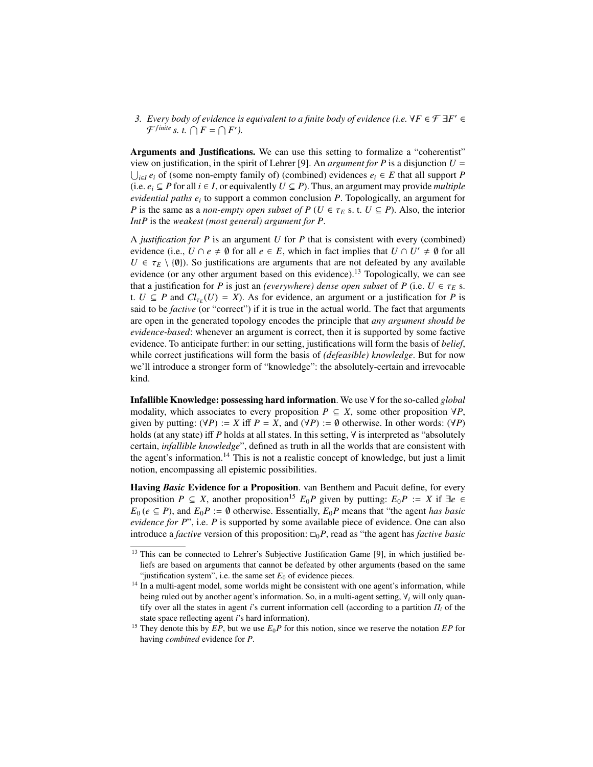3. *Every body of evidence is equivalent to a finite body of evidence (i.e. $\forall F \in \mathcal{F}\ \exists F' \in \mathcal{F}^{finite}$ s. t. $\bigcap F = \bigcap F'$).*

**Arguments and Justifications.** We can use this setting to formalize a "coherentist" view on justification, in the spirit of Lehrer [9]. An *argument for $P$* is a disjunction $U = \bigcup_{i \in I} e_i$ of (some non-empty family of) (combined) evidences $e_i \in E$ that all support $P$ (i.e. $e_i \subseteq P$ for all $i \in I$, or equivalently $U \subseteq P$). Thus, an argument may provide *multiple evidential paths $e_i$* to support a common conclusion $P$. Topologically, an argument for $P$ is the same as a *non-empty open subset of $P$* ($U \in \tau_E$ s. t. $U \subseteq P$). Also, the interior $IntP$ is the *weakest (most general) argument for $P$*.

A *justification for $P$* is an argument $U$ for $P$ that is consistent with every (combined) evidence (i.e., $U \cap e \neq \emptyset$ for all $e \in E$, which in fact implies that $U \cap U' \neq \emptyset$ for all $U \in \tau_E \setminus \{\emptyset\}$). So justifications are arguments that are not defeated by any available evidence (or any other argument based on this evidence).[13] Topologically, we can see that a justification for $P$ is just an *(everywhere) dense open subset* of $P$ (i.e. $U \in \tau_E$ s. t. $U \subseteq P$ and $Cl_{\tau_E}(U) = X$). As for evidence, an argument or a justification for $P$ is said to be *factive* (or "correct") if it is true in the actual world. The fact that arguments are open in the generated topology encodes the principle that *any argument should be evidence-based*: whenever an argument is correct, then it is supported by some factive evidence. To anticipate further: in our setting, justifications will form the basis of *belief*, while correct justifications will form the basis of *(defeasible) knowledge*. But for now we'll introduce a stronger form of "knowledge": the absolutely-certain and irrevocable kind.

**Infallible Knowledge: possessing hard information**. We use $\forall$ for the so-called *global* modality, which associates to every proposition $P \subseteq X$, some other proposition $\forall P$, given by putting: $(\forall P) := X$ iff $P = X$, and $(\forall P) := \emptyset$ otherwise. In other words: $(\forall P)$ holds (at any state) iff $P$ holds at all states. In this setting, $\forall$ is interpreted as "absolutely certain, *infallible knowledge*", defined as truth in all the worlds that are consistent with the agent's information.[14] This is not a realistic concept of knowledge, but just a limit notion, encompassing all epistemic possibilities.

**Having *Basic* Evidence for a Proposition**. van Benthem and Pacuit define, for every proposition $P \subseteq X$, another proposition[15] $E_0 P$ given by putting: $E_0 P := X$ if $\exists e \in E_0\ (e \subseteq P)$, and $E_0 P := \emptyset$ otherwise. Essentially, $E_0 P$ means that "the agent *has basic evidence for $P$*", i.e. $P$ is supported by some available piece of evidence. One can also introduce a *factive* version of this proposition: $\Box_0 P$, read as "the agent has *factive basic*

---

[13] This can be connected to Lehrer's Subjective Justification Game [9], in which justified beliefs are based on arguments that cannot be defeated by other arguments (based on the same "justification system", i.e. the same set $E_0$ of evidence pieces.

[14] In a multi-agent model, some worlds might be consistent with one agent's information, while being ruled out by another agent's information. So, in a multi-agent setting, $\forall_i$ will only quantify over all the states in agent $i$'s current information cell (according to a partition $\Pi_i$ of the state space reflecting agent $i$'s hard information).

[15] They denote this by $EP$, but we use $E_0 P$ for this notion, since we reserve the notation $EP$ for having *combined* evidence for $P$.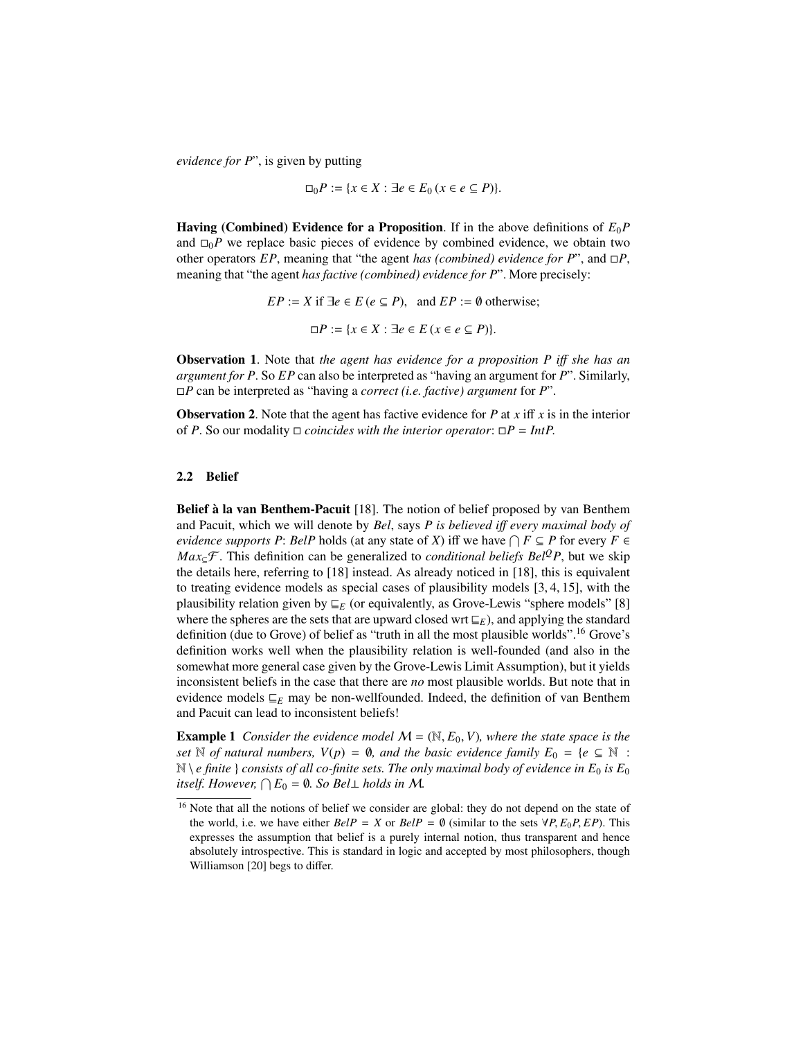*evidence for P*", is given by putting

$$\Box_0 P := \{x \in X : \exists e \in E_0\, (x \in e \subseteq P)\}.$$

**Having (Combined) Evidence for a Proposition**. If in the above definitions of $E_0 P$ and $\Box_0 P$ we replace basic pieces of evidence by combined evidence, we obtain two other operators $EP$, meaning that "the agent *has (combined) evidence for P*", and $\Box P$, meaning that "the agent *has factive (combined) evidence for P*". More precisely:

$$EP := X \text{ if } \exists e \in E\, (e \subseteq P), \quad \text{and } EP := \emptyset \text{ otherwise;}$$

$$\Box P := \{x \in X : \exists e \in E\, (x \in e \subseteq P)\}.$$

**Observation 1**. Note that *the agent has evidence for a proposition P iff she has an argument for P*. So $EP$ can also be interpreted as "having an argument for $P$". Similarly, $\Box P$ can be interpreted as "having a *correct (i.e. factive) argument* for $P$".

**Observation 2**. Note that the agent has factive evidence for $P$ at $x$ iff $x$ is in the interior of $P$. So our modality $\Box$ *coincides with the interior operator*: $\Box P = Int P$.

### 2.2 Belief

**Belief à la van Benthem-Pacuit** [18]. The notion of belief proposed by van Benthem and Pacuit, which we will denote by *Bel*, says *P is believed iff every maximal body of evidence supports P*: $Bel P$ holds (at any state of $X$) iff we have $\bigcap F \subseteq P$ for every $F \in Max_{\subseteq}\mathcal{F}$. This definition can be generalized to *conditional beliefs* $Bel^Q P$, but we skip the details here, referring to [18] instead. As already noticed in [18], this is equivalent to treating evidence models as special cases of plausibility models [3, 4, 15], with the plausibility relation given by $\sqsubseteq_E$ (or equivalently, as Grove-Lewis "sphere models" [8] where the spheres are the sets that are upward closed wrt $\sqsubseteq_E$), and applying the standard definition (due to Grove) of belief as "truth in all the most plausible worlds".[16] Grove's definition works well when the plausibility relation is well-founded (and also in the somewhat more general case given by the Grove-Lewis Limit Assumption), but it yields inconsistent beliefs in the case that there are *no* most plausible worlds. But note that in evidence models $\sqsubseteq_E$ may be non-wellfounded. Indeed, the definition of van Benthem and Pacuit can lead to inconsistent beliefs!

**Example 1** *Consider the evidence model $\mathcal{M} = (\mathbb{N}, E_0, V)$, where the state space is the set $\mathbb{N}$ of natural numbers, $V(p) = \emptyset$, and the basic evidence family $E_0 = \{e \subseteq \mathbb{N} : \mathbb{N} \setminus e \text{ finite}\}$ consists of all co-finite sets. The only maximal body of evidence in $E_0$ is $E_0$ itself. However, $\bigcap E_0 = \emptyset$. So $Bel\bot$ holds in $\mathcal{M}$.*

[16] Note that all the notions of belief we consider are global: they do not depend on the state of the world, i.e. we have either $Bel P = X$ or $Bel P = \emptyset$ (similar to the sets $\forall P, E_0 P, EP$). This expresses the assumption that belief is a purely internal notion, thus transparent and hence absolutely introspective. This is standard in logic and accepted by most philosophers, though Williamson [20] begs to differ.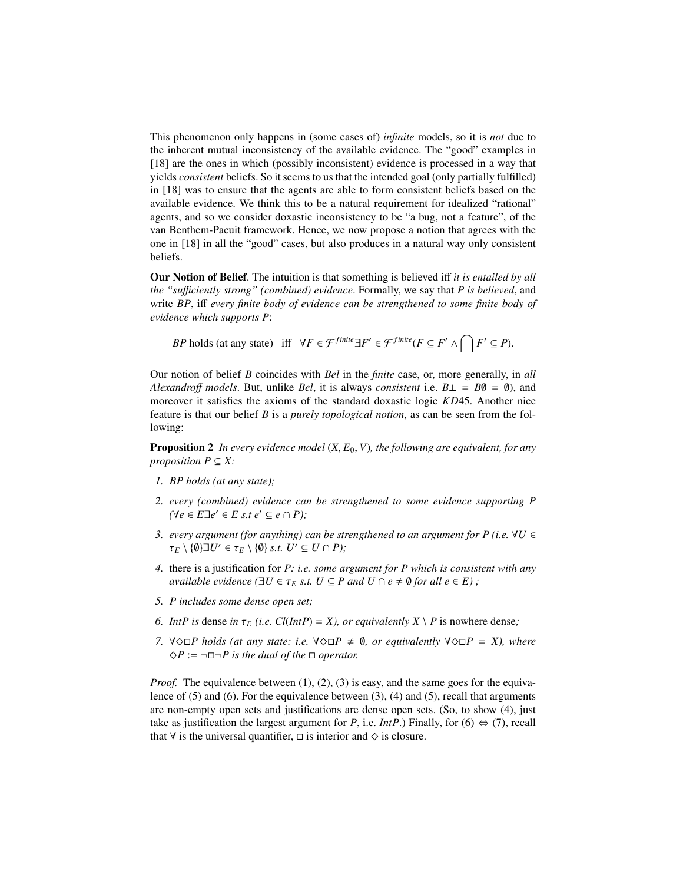This phenomenon only happens in (some cases of) *infinite* models, so it is *not* due to the inherent mutual inconsistency of the available evidence. The "good" examples in [18] are the ones in which (possibly inconsistent) evidence is processed in a way that yields *consistent* beliefs. So it seems to us that the intended goal (only partially fulfilled) in [18] was to ensure that the agents are able to form consistent beliefs based on the available evidence. We think this to be a natural requirement for idealized "rational" agents, and so we consider doxastic inconsistency to be "a bug, not a feature", of the van Benthem-Pacuit framework. Hence, we now propose a notion that agrees with the one in [18] in all the "good" cases, but also produces in a natural way only consistent beliefs.

**Our Notion of Belief**. The intuition is that something is believed iff *it is entailed by all the "sufficiently strong" (combined) evidence*. Formally, we say that *P is believed*, and write *BP*, iff *every finite body of evidence can be strengthened to some finite body of evidence which supports P*:

$$BP \text{ holds (at any state)} \quad \text{iff} \quad \forall F \in \mathcal{F}^{finite} \exists F' \in \mathcal{F}^{finite} (F \subseteq F' \wedge \bigcap F' \subseteq P).$$

Our notion of belief $B$ coincides with *Bel* in the *finite* case, or, more generally, in *all Alexandroff models*. But, unlike *Bel*, it is always *consistent* i.e. $B\bot = B\emptyset = \emptyset$), and moreover it satisfies the axioms of the standard doxastic logic $KD45$. Another nice feature is that our belief $B$ is a *purely topological notion*, as can be seen from the following:

**Proposition 2** *In every evidence model $(X, E_0, V)$, the following are equivalent, for any proposition $P \subseteq X$:*

1. *BP holds (at any state);*
2. *every (combined) evidence can be strengthened to some evidence supporting P ($\forall e \in E \exists e' \in E$ s.t $e' \subseteq e \cap P$);*
3. *every argument (for anything) can be strengthened to an argument for P (i.e. $\forall U \in \tau_E \setminus \{\emptyset\} \exists U' \in \tau_E \setminus \{\emptyset\}$ s.t. $U' \subseteq U \cap P$);*
4. there is a justification for *P: i.e. some argument for P which is consistent with any available evidence ($\exists U \in \tau_E$ s.t. $U \subseteq P$ and $U \cap e \neq \emptyset$ for all $e \in E$) ;*
5. *P includes some dense open set;*
6. *IntP is* dense *in $\tau_E$ (i.e. $Cl(IntP) = X$), or equivalently $X \setminus P$ is* nowhere dense*;*
7. *$\forall \Diamond \Box P$ holds (at any state: i.e. $\forall \Diamond \Box P \neq \emptyset$, or equivalently $\forall \Diamond \Box P = X$), where $\Diamond P := \neg \Box \neg P$ is the dual of the $\Box$ operator.*

*Proof.* The equivalence between (1), (2), (3) is easy, and the same goes for the equivalence of (5) and (6). For the equivalence between (3), (4) and (5), recall that arguments are non-empty open sets and justifications are dense open sets. (So, to show (4), just take as justification the largest argument for *P*, i.e. *IntP*.) Finally, for (6) $\Leftrightarrow$ (7), recall that $\forall$ is the universal quantifier, $\Box$ is interior and $\Diamond$ is closure.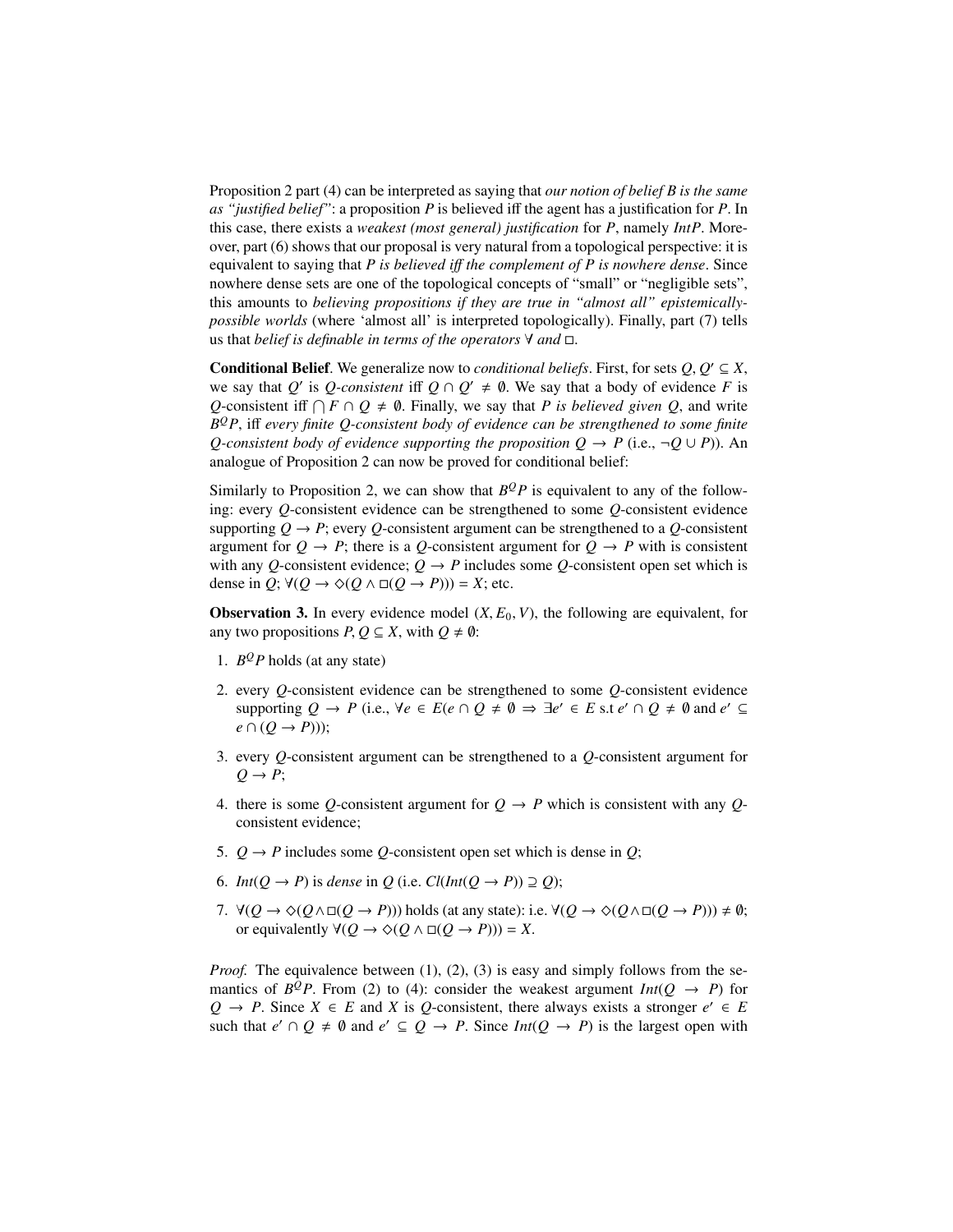Proposition 2 part (4) can be interpreted as saying that *our notion of belief $B$ is the same as "justified belief"*: a proposition $P$ is believed iff the agent has a justification for $P$. In this case, there exists a *weakest (most general) justification* for $P$, namely $IntP$. Moreover, part (6) shows that our proposal is very natural from a topological perspective: it is equivalent to saying that *$P$ is believed iff the complement of $P$ is nowhere dense*. Since nowhere dense sets are one of the topological concepts of "small" or "negligible sets", this amounts to *believing propositions if they are true in "almost all" epistemically-possible worlds* (where 'almost all' is interpreted topologically). Finally, part (7) tells us that *belief is definable in terms of the operators $\forall$ and $\Box$*.

**Conditional Belief**. We generalize now to *conditional beliefs*. First, for sets $Q, Q' \subseteq X$, we say that $Q'$ is *$Q$-consistent* iff $Q \cap Q' \neq \emptyset$. We say that a body of evidence $F$ is $Q$-consistent iff $\bigcap F \cap Q \neq \emptyset$. Finally, we say that *$P$ is believed given $Q$*, and write $B^Q P$, iff *every finite $Q$-consistent body of evidence can be strengthened to some finite $Q$-consistent body of evidence supporting the proposition $Q \to P$* (i.e., $\neg Q \cup P$)). An analogue of Proposition 2 can now be proved for conditional belief:

Similarly to Proposition 2, we can show that $B^Q P$ is equivalent to any of the following: every $Q$-consistent evidence can be strengthened to some $Q$-consistent evidence supporting $Q \to P$; every $Q$-consistent argument can be strengthened to a $Q$-consistent argument for $Q \to P$; there is a $Q$-consistent argument for $Q \to P$ with is consistent with any $Q$-consistent evidence; $Q \to P$ includes some $Q$-consistent open set which is dense in $Q$; $\forall(Q \to \Diamond(Q \land \Box(Q \to P))) = X$; etc.

**Observation 3.** In every evidence model $(X, E_0, V)$, the following are equivalent, for any two propositions $P, Q \subseteq X$, with $Q \neq \emptyset$:

1. $B^Q P$ holds (at any state)
2. every $Q$-consistent evidence can be strengthened to some $Q$-consistent evidence supporting $Q \to P$ (i.e., $\forall e \in E(e \cap Q \neq \emptyset \Rightarrow \exists e' \in E$ s.t $e' \cap Q \neq \emptyset$ and $e' \subseteq e \cap (Q \to P)))$;
3. every $Q$-consistent argument can be strengthened to a $Q$-consistent argument for $Q \to P$;
4. there is some $Q$-consistent argument for $Q \to P$ which is consistent with any $Q$-consistent evidence;
5. $Q \to P$ includes some $Q$-consistent open set which is dense in $Q$;
6. $Int(Q \to P)$ is *dense* in $Q$ (i.e. $Cl(Int(Q \to P)) \supseteq Q$);
7. $\forall(Q \to \Diamond(Q \land \Box(Q \to P)))$ holds (at any state): i.e. $\forall(Q \to \Diamond(Q \land \Box(Q \to P))) \neq \emptyset$; or equivalently $\forall(Q \to \Diamond(Q \land \Box(Q \to P))) = X$.

*Proof.* The equivalence between (1), (2), (3) is easy and simply follows from the semantics of $B^Q P$. From (2) to (4): consider the weakest argument $Int(Q \to P)$ for $Q \to P$. Since $X \in E$ and $X$ is $Q$-consistent, there always exists a stronger $e' \in E$ such that $e' \cap Q \neq \emptyset$ and $e' \subseteq Q \to P$. Since $Int(Q \to P)$ is the largest open with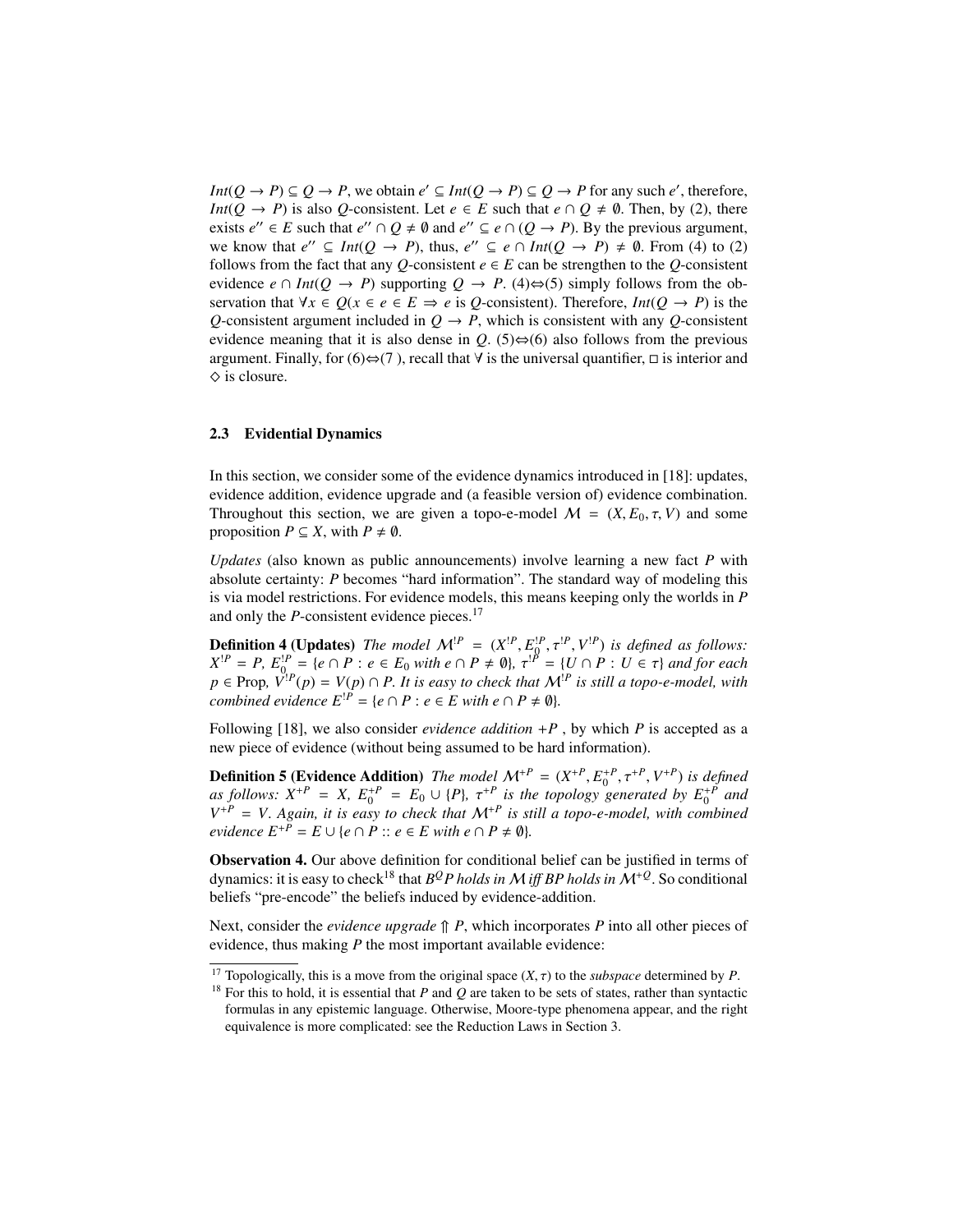$Int(Q \to P) \subseteq Q \to P$, we obtain $e' \subseteq Int(Q \to P) \subseteq Q \to P$ for any such $e'$, therefore, $Int(Q \to P)$ is also $Q$-consistent. Let $e \in E$ such that $e \cap Q \neq \emptyset$. Then, by (2), there exists $e'' \in E$ such that $e'' \cap Q \neq \emptyset$ and $e'' \subseteq e \cap (Q \to P)$. By the previous argument, we know that $e'' \subseteq Int(Q \to P)$, thus, $e'' \subseteq e \cap Int(Q \to P) \neq \emptyset$. From (4) to (2) follows from the fact that any $Q$-consistent $e \in E$ can be strengthen to the $Q$-consistent evidence $e \cap Int(Q \to P)$ supporting $Q \to P$. (4)⇔(5) simply follows from the observation that $\forall x \in Q(x \in e \in E \Rightarrow e$ is $Q$-consistent). Therefore, $Int(Q \to P)$ is the $Q$-consistent argument included in $Q \to P$, which is consistent with any $Q$-consistent evidence meaning that it is also dense in $Q$. (5)⇔(6) also follows from the previous argument. Finally, for (6)⇔(7 ), recall that $\forall$ is the universal quantifier, $\Box$ is interior and $\Diamond$ is closure.

### 2.3 Evidential Dynamics

In this section, we consider some of the evidence dynamics introduced in [18]: updates, evidence addition, evidence upgrade and (a feasible version of) evidence combination. Throughout this section, we are given a topo-e-model $\mathcal{M} = (X, E_0, \tau, V)$ and some proposition $P \subseteq X$, with $P \neq \emptyset$.

*Updates* (also known as public announcements) involve learning a new fact $P$ with absolute certainty: $P$ becomes "hard information". The standard way of modeling this is via model restrictions. For evidence models, this means keeping only the worlds in $P$ and only the $P$-consistent evidence pieces.[17]

**Definition 4 (Updates)** *The model $\mathcal{M}^{!P} = (X^{!P}, E_0^{!P}, \tau^{!P}, V^{!P})$ is defined as follows: $X^{!P} = P$, $E_0^{!P} = \{e \cap P : e \in E_0$ with $e \cap P \neq \emptyset\}$, $\tau^{!P} = \{U \cap P : U \in \tau\}$ and for each $p \in$ Prop, $V^{!P}(p) = V(p) \cap P$. It is easy to check that $\mathcal{M}^{!P}$ is still a topo-e-model, with combined evidence $E^{!P} = \{e \cap P : e \in E$ with $e \cap P \neq \emptyset\}$.*

Following [18], we also consider *evidence addition* $+P$ , by which $P$ is accepted as a new piece of evidence (without being assumed to be hard information).

**Definition 5 (Evidence Addition)** *The model $\mathcal{M}^{+P} = (X^{+P}, E_0^{+P}, \tau^{+P}, V^{+P})$ is defined as follows: $X^{+P} = X$, $E_0^{+P} = E_0 \cup \{P\}$, $\tau^{+P}$ is the topology generated by $E_0^{+P}$ and $V^{+P} = V$. Again, it is easy to check that $\mathcal{M}^{+P}$ is still a topo-e-model, with combined evidence $E^{+P} = E \cup \{e \cap P :: e \in E$ with $e \cap P \neq \emptyset\}$.*

**Observation 4.** Our above definition for conditional belief can be justified in terms of dynamics: it is easy to check[18] that *$B^Q P$ holds in $\mathcal{M}$ iff $BP$ holds in $\mathcal{M}^{+Q}$*. So conditional beliefs "pre-encode" the beliefs induced by evidence-addition.

Next, consider the *evidence upgrade* $\Uparrow P$, which incorporates $P$ into all other pieces of evidence, thus making $P$ the most important available evidence:

---

[17] Topologically, this is a move from the original space $(X, \tau)$ to the *subspace* determined by $P$.

[18] For this to hold, it is essential that $P$ and $Q$ are taken to be sets of states, rather than syntactic formulas in any epistemic language. Otherwise, Moore-type phenomena appear, and the right equivalence is more complicated: see the Reduction Laws in Section 3.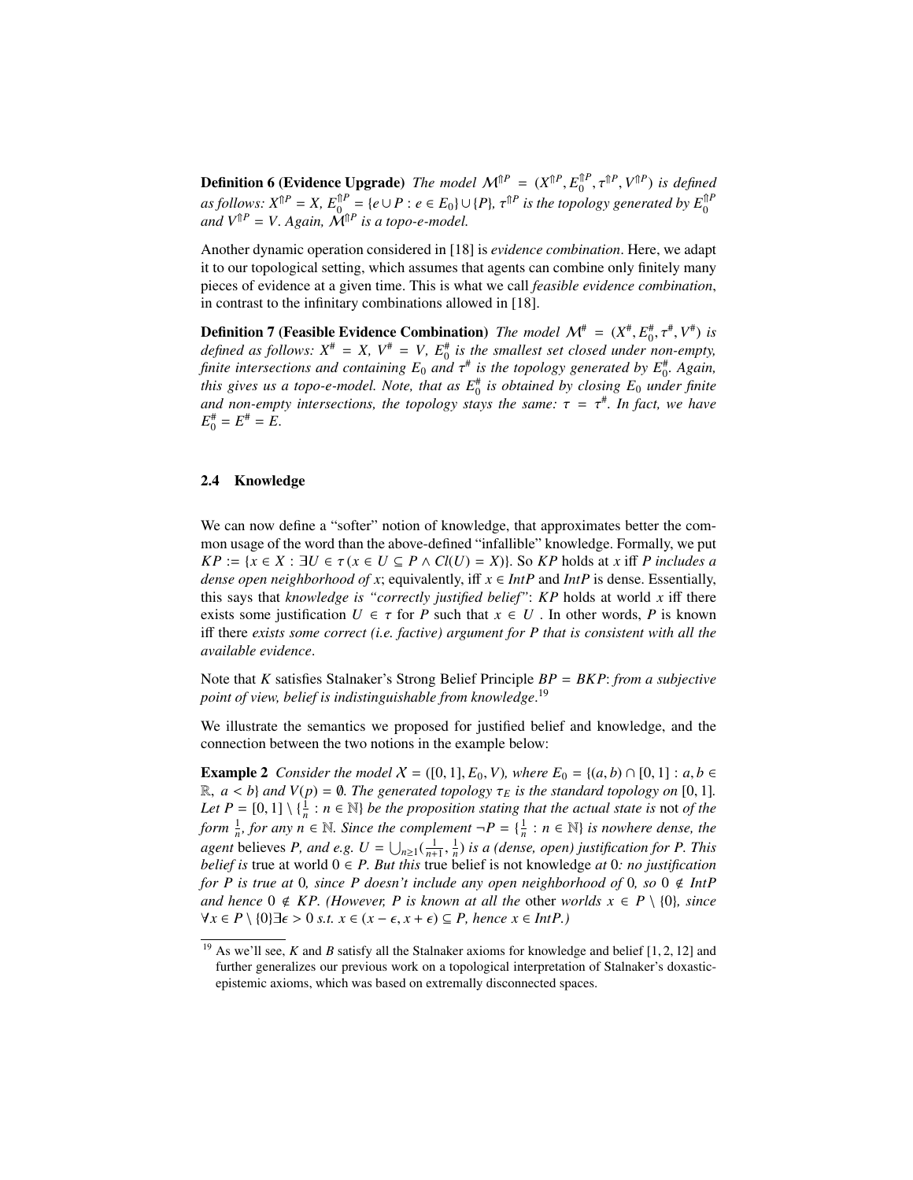**Definition 6 (Evidence Upgrade)** *The model $\mathcal{M}^{\Uparrow P} = (X^{\Uparrow P}, E_0^{\Uparrow P}, \tau^{\Uparrow P}, V^{\Uparrow P})$ is defined as follows: $X^{\Uparrow P} = X$, $E_0^{\Uparrow P} = \{e \cup P : e \in E_0\} \cup \{P\}$, $\tau^{\Uparrow P}$ is the topology generated by $E_0^{\Uparrow P}$ and $V^{\Uparrow P} = V$. Again, $\mathcal{M}^{\Uparrow P}$ is a topo-e-model.*

Another dynamic operation considered in [18] is *evidence combination*. Here, we adapt it to our topological setting, which assumes that agents can combine only finitely many pieces of evidence at a given time. This is what we call *feasible evidence combination*, in contrast to the infinitary combinations allowed in [18].

**Definition 7 (Feasible Evidence Combination)** *The model $\mathcal{M}^{\#} = (X^{\#}, E_0^{\#}, \tau^{\#}, V^{\#})$ is defined as follows: $X^{\#} = X$, $V^{\#} = V$, $E_0^{\#}$ is the smallest set closed under non-empty, finite intersections and containing $E_0$ and $\tau^{\#}$ is the topology generated by $E_0^{\#}$. Again, this gives us a topo-e-model. Note, that as $E_0^{\#}$ is obtained by closing $E_0$ under finite and non-empty intersections, the topology stays the same: $\tau = \tau^{\#}$. In fact, we have $E_0^{\#} = E^{\#} = E$.*

### 2.4 Knowledge

We can now define a "softer" notion of knowledge, that approximates better the common usage of the word than the above-defined "infallible" knowledge. Formally, we put $KP := \{x \in X : \exists U \in \tau\, (x \in U \subseteq P \wedge Cl(U) = X)\}$. So $KP$ holds at $x$ iff *$P$ includes a dense open neighborhood of $x$*; equivalently, iff $x \in IntP$ and $IntP$ is dense. Essentially, this says that *knowledge is "correctly justified belief"*: $KP$ holds at world $x$ iff there exists some justification $U \in \tau$ for $P$ such that $x \in U$. In other words, $P$ is known iff there *exists some correct (i.e. factive) argument for $P$ that is consistent with all the available evidence*.

Note that $K$ satisfies Stalnaker's Strong Belief Principle $BP = BKP$: *from a subjective point of view, belief is indistinguishable from knowledge*.[19]

We illustrate the semantics we proposed for justified belief and knowledge, and the connection between the two notions in the example below:

**Example 2** *Consider the model $\mathcal{X} = ([0,1], E_0, V)$, where $E_0 = \{(a,b) \cap [0,1] : a, b \in \mathbb{R},\ a < b\}$ and $V(p) = \emptyset$. The generated topology $\tau_E$ is the standard topology on $[0,1]$. Let $P = [0,1] \setminus \{\frac{1}{n} : n \in \mathbb{N}\}$ be the proposition stating that the actual state is* not *of the form $\frac{1}{n}$, for any $n \in \mathbb{N}$. Since the complement $\neg P = \{\frac{1}{n} : n \in \mathbb{N}\}$ is nowhere dense, the agent* believes *$P$, and e.g. $U = \bigcup_{n \geq 1}(\frac{1}{n+1}, \frac{1}{n})$ is a (dense, open) justification for $P$. This belief is* true at world $0 \in P$. *But this* true belief is not knowledge *at* $0$*: no justification for $P$ is true at $0$, since $P$ doesn't include any open neighborhood of $0$, so $0 \notin IntP$ and hence $0 \notin KP$. (However, $P$ is known at all the* other *worlds $x \in P \setminus \{0\}$, since $\forall x \in P \setminus \{0\} \exists \epsilon > 0$ s.t. $x \in (x - \epsilon, x + \epsilon) \subseteq P$, hence $x \in IntP$.)*

[19] As we'll see, $K$ and $B$ satisfy all the Stalnaker axioms for knowledge and belief [1, 2, 12] and further generalizes our previous work on a topological interpretation of Stalnaker's doxastic-epistemic axioms, which was based on extremally disconnected spaces.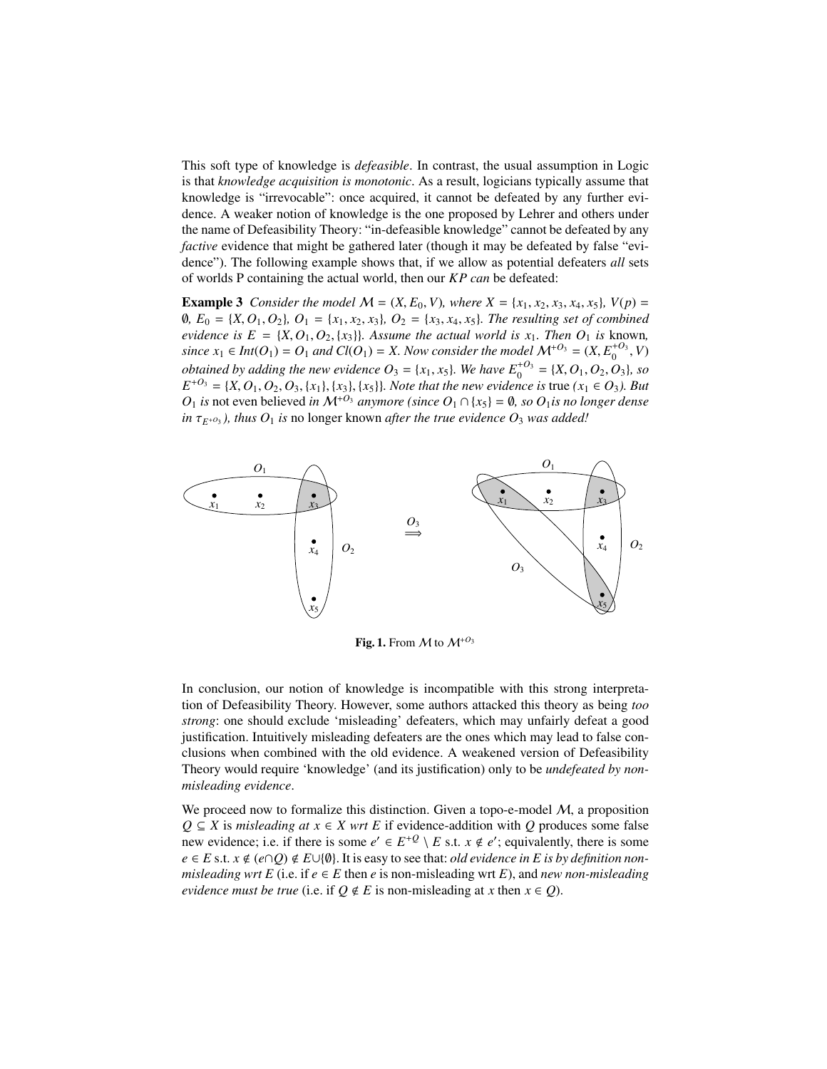This soft type of knowledge is *defeasible*. In contrast, the usual assumption in Logic is that *knowledge acquisition is monotonic*. As a result, logicians typically assume that knowledge is "irrevocable": once acquired, it cannot be defeated by any further evidence. A weaker notion of knowledge is the one proposed by Lehrer and others under the name of Defeasibility Theory: "in-defeasible knowledge" cannot be defeated by any *factive* evidence that might be gathered later (though it may be defeated by false "evidence"). The following example shows that, if we allow as potential defeaters *all* sets of worlds P containing the actual world, then our *KP can* be defeated:

**Example 3** *Consider the model $\mathcal{M} = (X, E_0, V)$, where $X = \{x_1, x_2, x_3, x_4, x_5\}$, $V(p) = \emptyset$, $E_0 = \{X, O_1, O_2\}$, $O_1 = \{x_1, x_2, x_3\}$, $O_2 = \{x_3, x_4, x_5\}$. The resulting set of combined evidence is $E = \{X, O_1, O_2, \{x_3\}\}$. Assume the actual world is $x_1$. Then $O_1$ is* known*, since $x_1 \in Int(O_1) = O_1$ and $Cl(O_1) = X$. Now consider the model $\mathcal{M}^{+O_3} = (X, E_0^{+O_3}, V)$ obtained by adding the new evidence $O_3 = \{x_1, x_5\}$. We have $E_0^{+O_3} = \{X, O_1, O_2, O_3\}$, so $E^{+O_3} = \{X, O_1, O_2, O_3, \{x_1\}, \{x_3\}, \{x_5\}\}$. Note that the new evidence is* true *($x_1 \in O_3$). But $O_1$ is* not even believed *in $\mathcal{M}^{+O_3}$ anymore (since $O_1 \cap \{x_5\} = \emptyset$, so $O_1$ is no longer dense in $\tau_{E^{+O_3}}$), thus $O_1$ is* no longer known *after the true evidence $O_3$ was added!*

**Fig. 1.** From $\mathcal{M}$ to $\mathcal{M}^{+O_3}$

In conclusion, our notion of knowledge is incompatible with this strong interpretation of Defeasibility Theory. However, some authors attacked this theory as being *too strong*: one should exclude 'misleading' defeaters, which may unfairly defeat a good justification. Intuitively misleading defeaters are the ones which may lead to false conclusions when combined with the old evidence. A weakened version of Defeasibility Theory would require 'knowledge' (and its justification) only to be *undefeated by non-misleading evidence*.

We proceed now to formalize this distinction. Given a topo-e-model $\mathcal{M}$, a proposition $Q \subseteq X$ is *misleading at $x \in X$ wrt $E$* if evidence-addition with $Q$ produces some false new evidence; i.e. if there is some $e' \in E^{+Q} \setminus E$ s.t. $x \notin e'$; equivalently, there is some $e \in E$ s.t. $x \notin (e \cap Q) \notin E \cup \{\emptyset\}$. It is easy to see that: *old evidence in $E$ is by definition non-misleading wrt $E$* (i.e. if $e \in E$ then $e$ is non-misleading wrt $E$), and *new non-misleading evidence must be true* (i.e. if $Q \notin E$ is non-misleading at $x$ then $x \in Q$).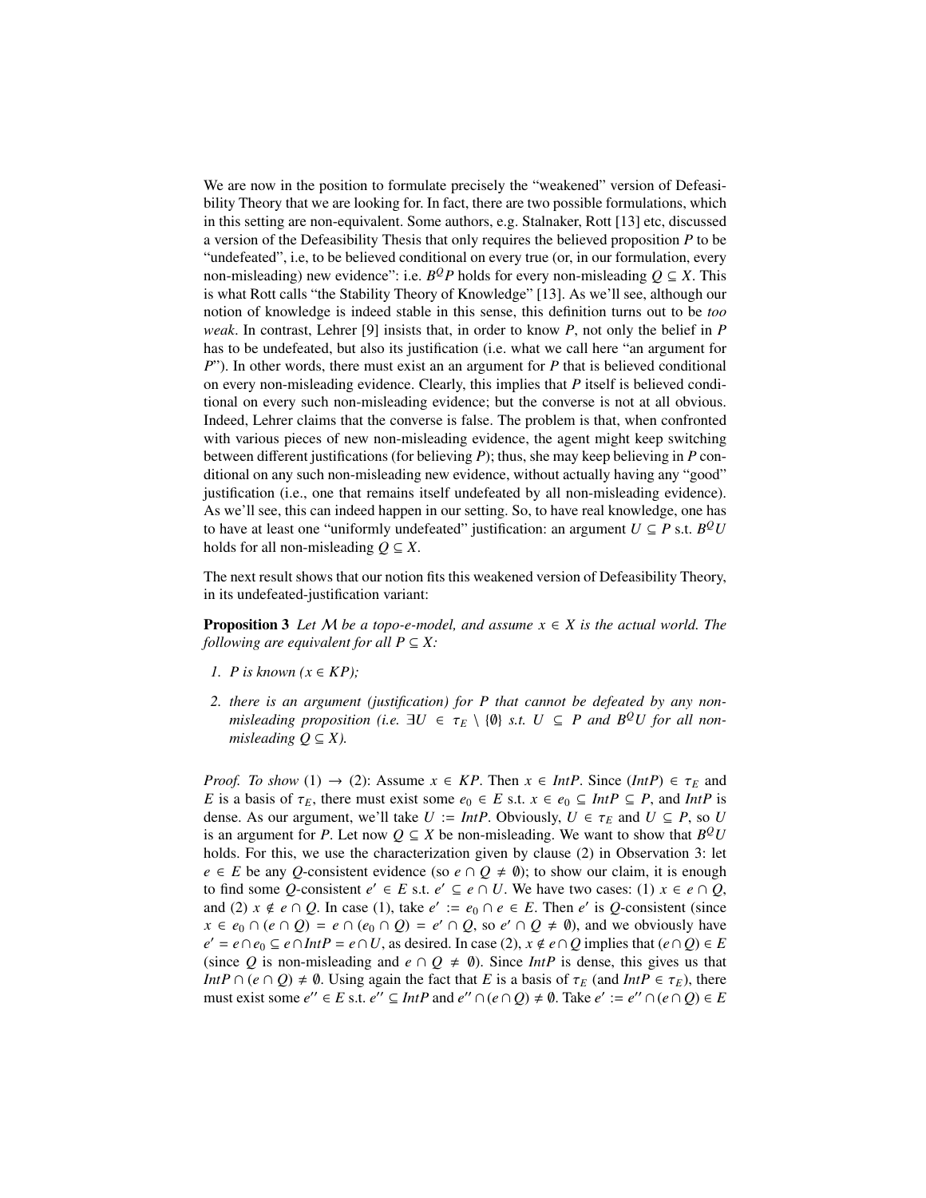We are now in the position to formulate precisely the "weakened" version of Defeasibility Theory that we are looking for. In fact, there are two possible formulations, which in this setting are non-equivalent. Some authors, e.g. Stalnaker, Rott [13] etc, discussed a version of the Defeasibility Thesis that only requires the believed proposition $P$ to be "undefeated", i.e, to be believed conditional on every true (or, in our formulation, every non-misleading) new evidence": i.e. $B^Q P$ holds for every non-misleading $Q \subseteq X$. This is what Rott calls "the Stability Theory of Knowledge" [13]. As we'll see, although our notion of knowledge is indeed stable in this sense, this definition turns out to be *too weak*. In contrast, Lehrer [9] insists that, in order to know $P$, not only the belief in $P$ has to be undefeated, but also its justification (i.e. what we call here "an argument for $P$"). In other words, there must exist an an argument for $P$ that is believed conditional on every non-misleading evidence. Clearly, this implies that $P$ itself is believed conditional on every such non-misleading evidence; but the converse is not at all obvious. Indeed, Lehrer claims that the converse is false. The problem is that, when confronted with various pieces of new non-misleading evidence, the agent might keep switching between different justifications (for believing $P$); thus, she may keep believing in $P$ conditional on any such non-misleading new evidence, without actually having any "good" justification (i.e., one that remains itself undefeated by all non-misleading evidence). As we'll see, this can indeed happen in our setting. So, to have real knowledge, one has to have at least one "uniformly undefeated" justification: an argument $U \subseteq P$ s.t. $B^Q U$ holds for all non-misleading $Q \subseteq X$.

The next result shows that our notion fits this weakened version of Defeasibility Theory, in its undefeated-justification variant:

**Proposition 3** *Let $\mathcal{M}$ be a topo-e-model, and assume $x \in X$ is the actual world. The following are equivalent for all $P \subseteq X$:*

1. *$P$ is known ($x \in KP$);*
2. *there is an argument (justification) for $P$ that cannot be defeated by any non-misleading proposition (i.e. $\exists U \in \tau_E \setminus \{\emptyset\}$ s.t. $U \subseteq P$ and $B^Q U$ for all non-misleading $Q \subseteq X$).*

*Proof. To show* (1) $\rightarrow$ (2): Assume $x \in KP$. Then $x \in IntP$. Since $(IntP) \in \tau_E$ and $E$ is a basis of $\tau_E$, there must exist some $e_0 \in E$ s.t. $x \in e_0 \subseteq IntP \subseteq P$, and $IntP$ is dense. As our argument, we'll take $U := IntP$. Obviously, $U \in \tau_E$ and $U \subseteq P$, so $U$ is an argument for $P$. Let now $Q \subseteq X$ be non-misleading. We want to show that $B^Q U$ holds. For this, we use the characterization given by clause (2) in Observation 3: let $e \in E$ be any $Q$-consistent evidence (so $e \cap Q \neq \emptyset$); to show our claim, it is enough to find some $Q$-consistent $e' \in E$ s.t. $e' \subseteq e \cap U$. We have two cases: (1) $x \in e \cap Q$, and (2) $x \notin e \cap Q$. In case (1), take $e' := e_0 \cap e \in E$. Then $e'$ is $Q$-consistent (since $x \in e_0 \cap (e \cap Q) = e \cap (e_0 \cap Q) = e' \cap Q$, so $e' \cap Q \neq \emptyset$), and we obviously have $e' = e \cap e_0 \subseteq e \cap IntP = e \cap U$, as desired. In case (2), $x \notin e \cap Q$ implies that $(e \cap Q) \in E$ (since $Q$ is non-misleading and $e \cap Q \neq \emptyset$). Since $IntP$ is dense, this gives us that $IntP \cap (e \cap Q) \neq \emptyset$. Using again the fact that $E$ is a basis of $\tau_E$ (and $IntP \in \tau_E$), there must exist some $e'' \in E$ s.t. $e'' \subseteq IntP$ and $e'' \cap (e \cap Q) \neq \emptyset$. Take $e' := e'' \cap (e \cap Q) \in E$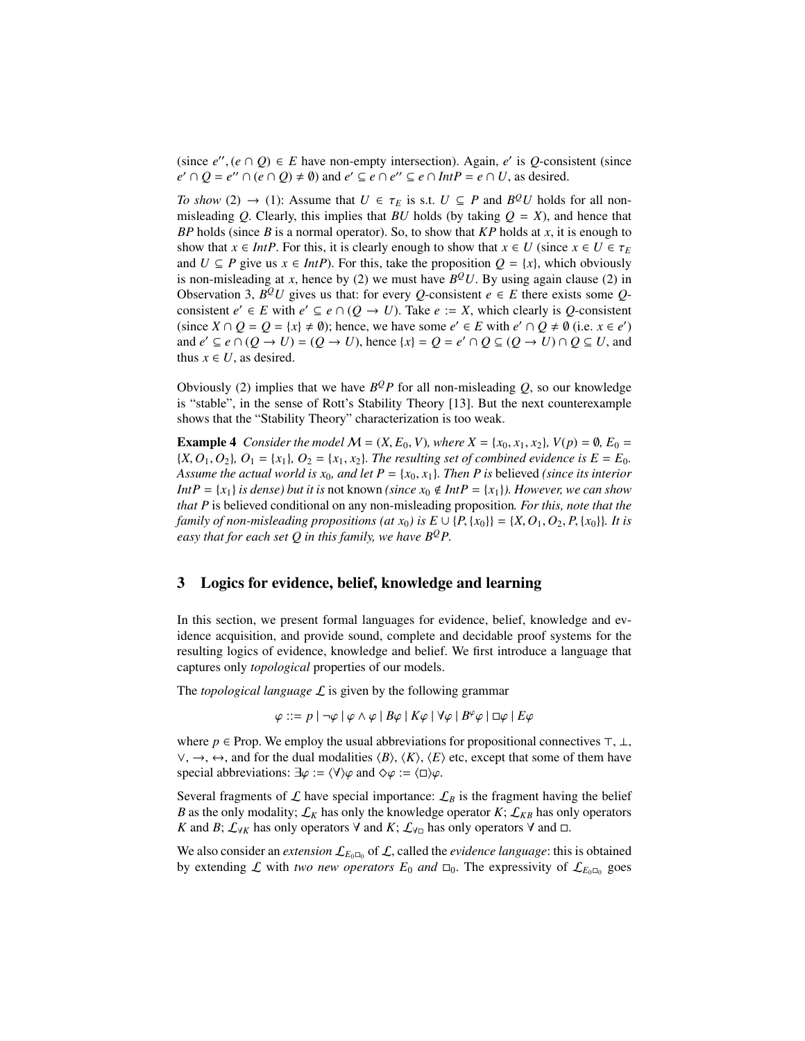(since $e'', (e \cap Q) \in E$ have non-empty intersection). Again, $e'$ is $Q$-consistent (since $e' \cap Q = e'' \cap (e \cap Q) \neq \emptyset$) and $e' \subseteq e \cap e'' \subseteq e \cap IntP = e \cap U$, as desired.

*To show* (2) $\rightarrow$ (1): Assume that $U \in \tau_E$ is s.t. $U \subseteq P$ and $B^Q U$ holds for all non-misleading $Q$. Clearly, this implies that $BU$ holds (by taking $Q = X$), and hence that $BP$ holds (since $B$ is a normal operator). So, to show that $KP$ holds at $x$, it is enough to show that $x \in IntP$. For this, it is clearly enough to show that $x \in U$ (since $x \in U \in \tau_E$ and $U \subseteq P$ give us $x \in IntP$). For this, take the proposition $Q = \{x\}$, which obviously is non-misleading at $x$, hence by (2) we must have $B^Q U$. By using again clause (2) in Observation 3, $B^Q U$ gives us that: for every $Q$-consistent $e \in E$ there exists some $Q$-consistent $e' \in E$ with $e' \subseteq e \cap (Q \rightarrow U)$. Take $e := X$, which clearly is $Q$-consistent (since $X \cap Q = Q = \{x\} \neq \emptyset$); hence, we have some $e' \in E$ with $e' \cap Q \neq \emptyset$ (i.e. $x \in e'$) and $e' \subseteq e \cap (Q \rightarrow U) = (Q \rightarrow U)$, hence $\{x\} = Q = e' \cap Q \subseteq (Q \rightarrow U) \cap Q \subseteq U$, and thus $x \in U$, as desired.

Obviously (2) implies that we have $B^Q P$ for all non-misleading $Q$, so our knowledge is "stable", in the sense of Rott's Stability Theory [13]. But the next counterexample shows that the "Stability Theory" characterization is too weak.

**Example 4** *Consider the model $\mathcal{M} = (X, E_0, V)$, where $X = \{x_0, x_1, x_2\}$, $V(p) = \emptyset$, $E_0 = \{X, O_1, O_2\}$, $O_1 = \{x_1\}$, $O_2 = \{x_1, x_2\}$. The resulting set of combined evidence is $E = E_0$. Assume the actual world is $x_0$, and let $P = \{x_0, x_1\}$. Then $P$ is* believed *(since its interior $IntP = \{x_1\}$ is dense) but it is* not known *(since $x_0 \notin IntP = \{x_1\}$). However, we can show that $P$ is* believed conditional on any non-misleading proposition*. For this, note that the family of non-misleading propositions (at $x_0$) is $E \cup \{P, \{x_0\}\} = \{X, O_1, O_2, P, \{x_0\}\}$. It is easy that for each set $Q$ in this family, we have $B^Q P$.*

## 3 Logics for evidence, belief, knowledge and learning

In this section, we present formal languages for evidence, belief, knowledge and evidence acquisition, and provide sound, complete and decidable proof systems for the resulting logics of evidence, knowledge and belief. We first introduce a language that captures only *topological* properties of our models.

The *topological language* $\mathcal{L}$ is given by the following grammar

$$\varphi ::= p \mid \neg\varphi \mid \varphi \wedge \varphi \mid B\varphi \mid K\varphi \mid \forall\varphi \mid B^{\varphi}\varphi \mid \Box\varphi \mid E\varphi$$

where $p \in$ Prop. We employ the usual abbreviations for propositional connectives $\top$, $\bot$, $\vee$, $\rightarrow$, $\leftrightarrow$, and for the dual modalities $\langle B\rangle$, $\langle K\rangle$, $\langle E\rangle$ etc, except that some of them have special abbreviations: $\exists\varphi := \langle\forall\rangle\varphi$ and $\Diamond\varphi := \langle\Box\rangle\varphi$.

Several fragments of $\mathcal{L}$ have special importance: $\mathcal{L}_B$ is the fragment having the belief $B$ as the only modality; $\mathcal{L}_K$ has only the knowledge operator $K$; $\mathcal{L}_{KB}$ has only operators $K$ and $B$; $\mathcal{L}_{\forall K}$ has only operators $\forall$ and $K$; $\mathcal{L}_{\forall\Box}$ has only operators $\forall$ and $\Box$.

We also consider an *extension* $\mathcal{L}_{E_0\Box_0}$ of $\mathcal{L}$, called the *evidence language*: this is obtained by extending $\mathcal{L}$ with *two new operators* $E_0$ *and* $\Box_0$. The expressivity of $\mathcal{L}_{E_0\Box_0}$ goes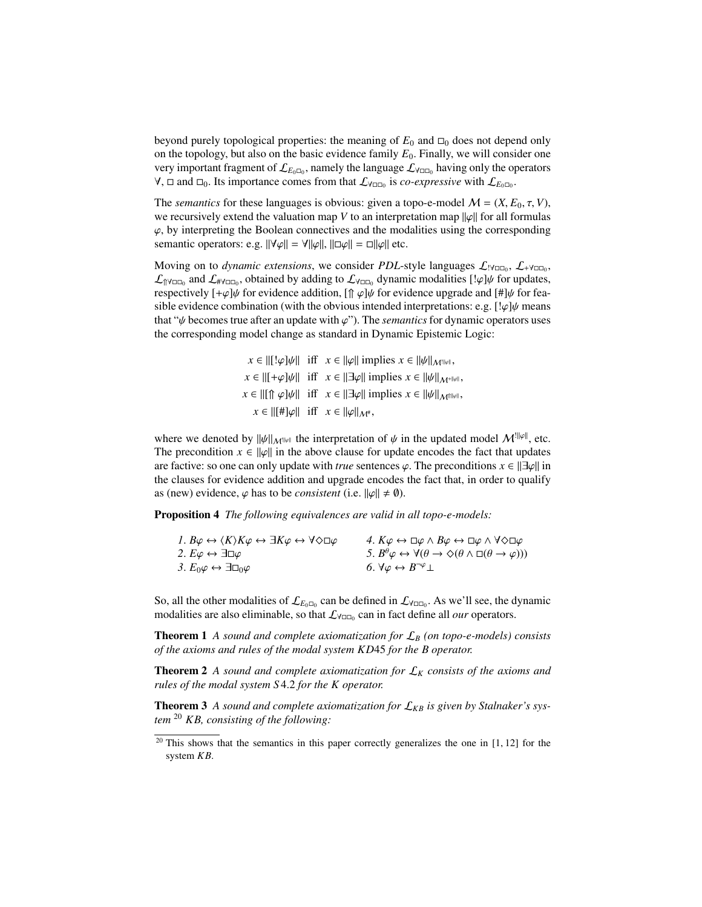beyond purely topological properties: the meaning of $E_0$ and $\Box_0$ does not depend only on the topology, but also on the basic evidence family $E_0$. Finally, we will consider one very important fragment of $\mathcal{L}_{E_0\Box_0}$, namely the language $\mathcal{L}_{\forall\Box\Box_0}$ having only the operators $\forall$, $\Box$ and $\Box_0$. Its importance comes from that $\mathcal{L}_{\forall\Box\Box_0}$ is *co-expressive* with $\mathcal{L}_{E_0\Box_0}$.

The *semantics* for these languages is obvious: given a topo-e-model $\mathcal{M} = (X, E_0, \tau, V)$, we recursively extend the valuation map $V$ to an interpretation map $\|\varphi\|$ for all formulas $\varphi$, by interpreting the Boolean connectives and the modalities using the corresponding semantic operators: e.g. $\|\forall\varphi\| = \forall\|\varphi\|$, $\|\Box\varphi\| = \Box\|\varphi\|$ etc.

Moving on to *dynamic extensions*, we consider *PDL*-style languages $\mathcal{L}_{!\forall\Box\Box_0}$, $\mathcal{L}_{+\forall\Box\Box_0}$, $\mathcal{L}_{\Uparrow\forall\Box\Box_0}$ and $\mathcal{L}_{\#\forall\Box\Box_0}$, obtained by adding to $\mathcal{L}_{\forall\Box\Box_0}$ dynamic modalities $[!\varphi]\psi$ for updates, respectively $[+\varphi]\psi$ for evidence addition, $[\Uparrow\varphi]\psi$ for evidence upgrade and $[\#]\psi$ for feasible evidence combination (with the obvious intended interpretations: e.g. $[!\varphi]\psi$ means that "$\psi$ becomes true after an update with $\varphi$"). The *semantics* for dynamic operators uses the corresponding model change as standard in Dynamic Epistemic Logic:

$$
\begin{aligned}
x \in \|[!\varphi]\psi\| \quad &\text{iff} \quad x \in \|\varphi\| \text{ implies } x \in \|\psi\|_{\mathcal{M}^{!\|\varphi\|}},\\
x \in \|[+\varphi]\psi\| \quad &\text{iff} \quad x \in \|\exists\varphi\| \text{ implies } x \in \|\psi\|_{\mathcal{M}^{+\|\varphi\|}},\\
x \in \|[\Uparrow\varphi]\psi\| \quad &\text{iff} \quad x \in \|\exists\varphi\| \text{ implies } x \in \|\psi\|_{\mathcal{M}^{\Uparrow\|\varphi\|}},\\
x \in \|[\#]\varphi\| \quad &\text{iff} \quad x \in \|\varphi\|_{\mathcal{M}^{\#}},
\end{aligned}
$$

where we denoted by $\|\psi\|_{\mathcal{M}^{!\|\varphi\|}}$ the interpretation of $\psi$ in the updated model $\mathcal{M}^{!\|\varphi\|}$, etc. The precondition $x \in \|\varphi\|$ in the above clause for update encodes the fact that updates are factive: so one can only update with *true* sentences $\varphi$. The preconditions $x \in \|\exists\varphi\|$ in the clauses for evidence addition and upgrade encodes the fact that, in order to qualify as (new) evidence, $\varphi$ has to be *consistent* (i.e. $\|\varphi\| \neq \emptyset$).

**Proposition 4** *The following equivalences are valid in all topo-e-models:*

*1.* $B\varphi \leftrightarrow \langle K\rangle K\varphi \leftrightarrow \exists K\varphi \leftrightarrow \forall\Diamond\Box\varphi$
*2.* $E\varphi \leftrightarrow \exists\Box\varphi$
*3.* $E_0\varphi \leftrightarrow \exists\Box_0\varphi$
*4.* $K\varphi \leftrightarrow \Box\varphi \wedge B\varphi \leftrightarrow \Box\varphi \wedge \forall\Diamond\Box\varphi$
*5.* $B^\theta\varphi \leftrightarrow \forall(\theta \to \Diamond(\theta \wedge \Box(\theta \to \varphi)))$
*6.* $\forall\varphi \leftrightarrow B^{\neg\varphi}\bot$

So, all the other modalities of $\mathcal{L}_{E_0\Box_0}$ can be defined in $\mathcal{L}_{\forall\Box\Box_0}$. As we'll see, the dynamic modalities are also eliminable, so that $\mathcal{L}_{\forall\Box\Box_0}$ can in fact define all *our* operators.

**Theorem 1** *A sound and complete axiomatization for $\mathcal{L}_B$ (on topo-e-models) consists of the axioms and rules of the modal system KD45 for the B operator.*

**Theorem 2** *A sound and complete axiomatization for $\mathcal{L}_K$ consists of the axioms and rules of the modal system S4.2 for the K operator.*

**Theorem 3** *A sound and complete axiomatization for $\mathcal{L}_{KB}$ is given by Stalnaker's system* [20] *KB, consisting of the following:*

[20] This shows that the semantics in this paper correctly generalizes the one in [1, 12] for the system *KB*.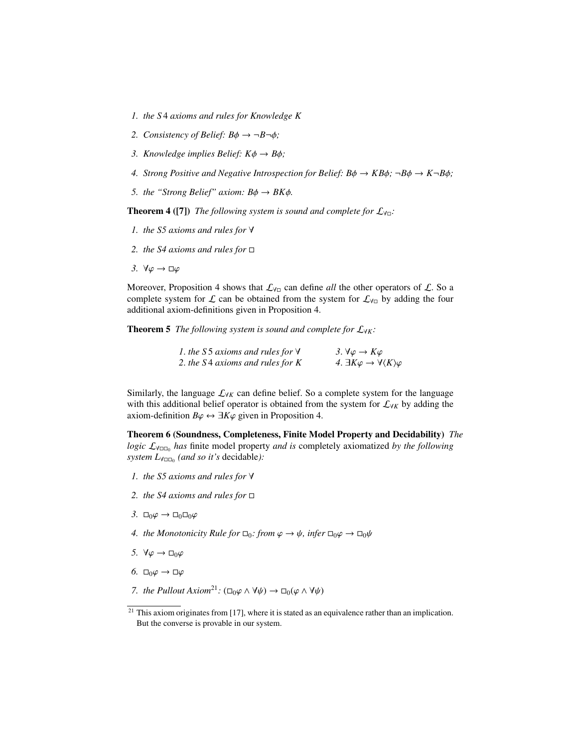1. *the $S4$ axioms and rules for Knowledge $K$*
2. *Consistency of Belief: $B\phi \to \neg B\neg\phi$;*
3. *Knowledge implies Belief: $K\phi \to B\phi$;*
4. *Strong Positive and Negative Introspection for Belief: $B\phi \to KB\phi$; $\neg B\phi \to K\neg B\phi$;*
5. *the "Strong Belief" axiom: $B\phi \to BK\phi$.*

**Theorem 4 ([7])** *The following system is sound and complete for $\mathcal{L}_{\forall\Box}$:*

1. *the S5 axioms and rules for $\forall$*
2. *the S4 axioms and rules for $\Box$*
3. *$\forall\varphi \to \Box\varphi$*

Moreover, Proposition 4 shows that $\mathcal{L}_{\forall\Box}$ can define *all* the other operators of $\mathcal{L}$. So a complete system for $\mathcal{L}$ can be obtained from the system for $\mathcal{L}_{\forall\Box}$ by adding the four additional axiom-definitions given in Proposition 4.

**Theorem 5** *The following system is sound and complete for $\mathcal{L}_{\forall K}$:*

1. *the $S5$ axioms and rules for $\forall$*
2. *the $S4$ axioms and rules for $K$*
3. *$\forall\varphi \to K\varphi$*
4. *$\exists K\varphi \to \forall\langle K\rangle\varphi$*

Similarly, the language $\mathcal{L}_{\forall K}$ can define belief. So a complete system for the language with this additional belief operator is obtained from the system for $\mathcal{L}_{\forall K}$ by adding the axiom-definition $B\varphi \leftrightarrow \exists K\varphi$ given in Proposition 4.

**Theorem 6 (Soundness, Completeness, Finite Model Property and Decidability)** *The logic $\mathcal{L}_{\forall\Box\Box_0}$ has* finite model property *and is* completely axiomatized *by the following system $L_{\forall\Box\Box_0}$ (and so it's* decidable*):*

1. *the S5 axioms and rules for $\forall$*
2. *the S4 axioms and rules for $\Box$*
3. *$\Box_0\varphi \to \Box_0\Box_0\varphi$*
4. *the Monotonicity Rule for $\Box_0$: from $\varphi \to \psi$, infer $\Box_0\varphi \to \Box_0\psi$*
5. *$\forall\varphi \to \Box_0\varphi$*
6. *$\Box_0\varphi \to \Box\varphi$*
7. *the Pullout Axiom[21]: $(\Box_0\varphi \wedge \forall\psi) \to \Box_0(\varphi \wedge \forall\psi)$*

[21] This axiom originates from [17], where it is stated as an equivalence rather than an implication. But the converse is provable in our system.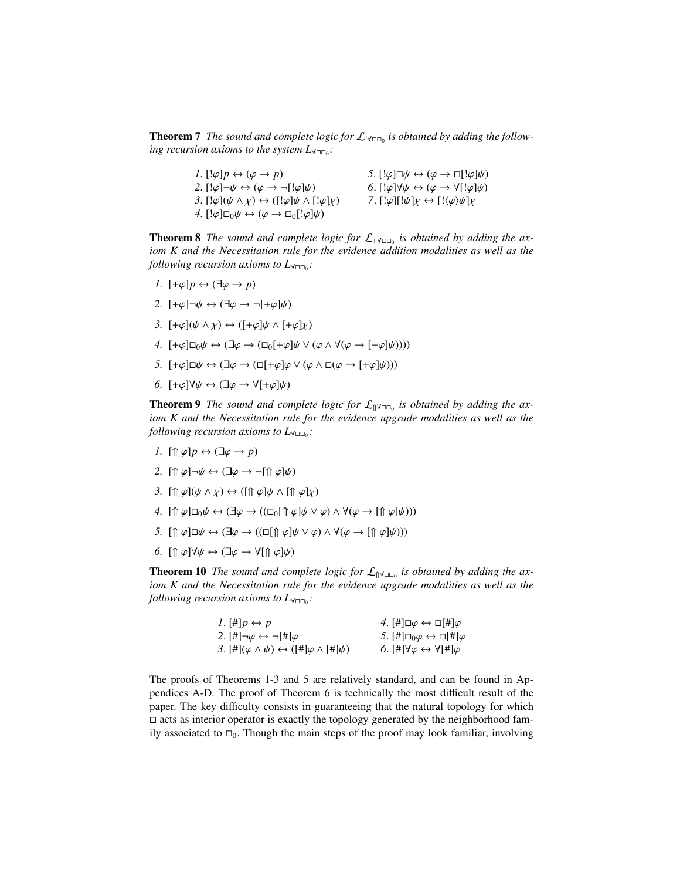**Theorem 7** *The sound and complete logic for $\mathcal{L}_{!\forall\Box\Box_0}$ is obtained by adding the following recursion axioms to the system $L_{\forall\Box\Box_0}$:*

1. $[!\varphi]p \leftrightarrow (\varphi \to p)$
2. $[!\varphi]\neg\psi \leftrightarrow (\varphi \to \neg[!\varphi]\psi)$
3. $[!\varphi](\psi \wedge \chi) \leftrightarrow ([!\varphi]\psi \wedge [!\varphi]\chi)$
4. $[!\varphi]\Box_0\psi \leftrightarrow (\varphi \to \Box_0[!\varphi]\psi)$
5. $[!\varphi]\Box\psi \leftrightarrow (\varphi \to \Box[!\varphi]\psi)$
6. $[!\varphi]\forall\psi \leftrightarrow (\varphi \to \forall[!\varphi]\psi)$
7. $[!\varphi][!\psi]\chi \leftrightarrow [!\langle\varphi\rangle\psi]\chi$

**Theorem 8** *The sound and complete logic for $\mathcal{L}_{+\forall\Box\Box_0}$ is obtained by adding the axiom K and the Necessitation rule for the evidence addition modalities as well as the following recursion axioms to $L_{\forall\Box\Box_0}$:*

1. $[+\varphi]p \leftrightarrow (\exists\varphi \to p)$
2. $[+\varphi]\neg\psi \leftrightarrow (\exists\varphi \to \neg[+\varphi]\psi)$
3. $[+\varphi](\psi \wedge \chi) \leftrightarrow ([+\varphi]\psi \wedge [+\varphi]\chi)$
4. $[+\varphi]\Box_0\psi \leftrightarrow (\exists\varphi \to (\Box_0[+\varphi]\psi \vee (\varphi \wedge \forall(\varphi \to [+\varphi]\psi))))$
5. $[+\varphi]\Box\psi \leftrightarrow (\exists\varphi \to (\Box[+\varphi]\varphi \vee (\varphi \wedge \Box(\varphi \to [+\varphi]\psi)))$
6. $[+\varphi]\forall\psi \leftrightarrow (\exists\varphi \to \forall[+\varphi]\psi)$

**Theorem 9** *The sound and complete logic for $\mathcal{L}_{\Uparrow\forall\Box\Box_0}$ is obtained by adding the axiom K and the Necessitation rule for the evidence upgrade modalities as well as the following recursion axioms to $L_{\forall\Box\Box_0}$:*

1. $[\Uparrow\varphi]p \leftrightarrow (\exists\varphi \to p)$
2. $[\Uparrow\varphi]\neg\psi \leftrightarrow (\exists\varphi \to \neg[\Uparrow\varphi]\psi)$
3. $[\Uparrow\varphi](\psi \wedge \chi) \leftrightarrow ([\Uparrow\varphi]\psi \wedge [\Uparrow\varphi]\chi)$
4. $[\Uparrow\varphi]\Box_0\psi \leftrightarrow (\exists\varphi \to ((\Box_0[\Uparrow\varphi]\psi \vee \varphi) \wedge \forall(\varphi \to [\Uparrow\varphi]\psi)))$
5. $[\Uparrow\varphi]\Box\psi \leftrightarrow (\exists\varphi \to ((\Box[\Uparrow\varphi]\psi \vee \varphi) \wedge \forall(\varphi \to [\Uparrow\varphi]\psi)))$
6. $[\Uparrow\varphi]\forall\psi \leftrightarrow (\exists\varphi \to \forall[\Uparrow\varphi]\psi)$

**Theorem 10** *The sound and complete logic for $\mathcal{L}_{\Uparrow\forall\Box\Box_0}$ is obtained by adding the axiom K and the Necessitation rule for the evidence upgrade modalities as well as the following recursion axioms to $L_{\forall\Box\Box_0}$:*

1. $[\#]p \leftrightarrow p$
2. $[\#]\neg\varphi \leftrightarrow \neg[\#]\varphi$
3. $[\#](\varphi \wedge \psi) \leftrightarrow ([\#]\varphi \wedge [\#]\psi)$
4. $[\#]\Box\varphi \leftrightarrow \Box[\#]\varphi$
5. $[\#]\Box_0\varphi \leftrightarrow \Box[\#]\varphi$
6. $[\#]\forall\varphi \leftrightarrow \forall[\#]\varphi$

The proofs of Theorems 1-3 and 5 are relatively standard, and can be found in Appendices A-D. The proof of Theorem 6 is technically the most difficult result of the paper. The key difficulty consists in guaranteeing that the natural topology for which $\Box$ acts as interior operator is exactly the topology generated by the neighborhood family associated to $\Box_0$. Though the main steps of the proof may look familiar, involving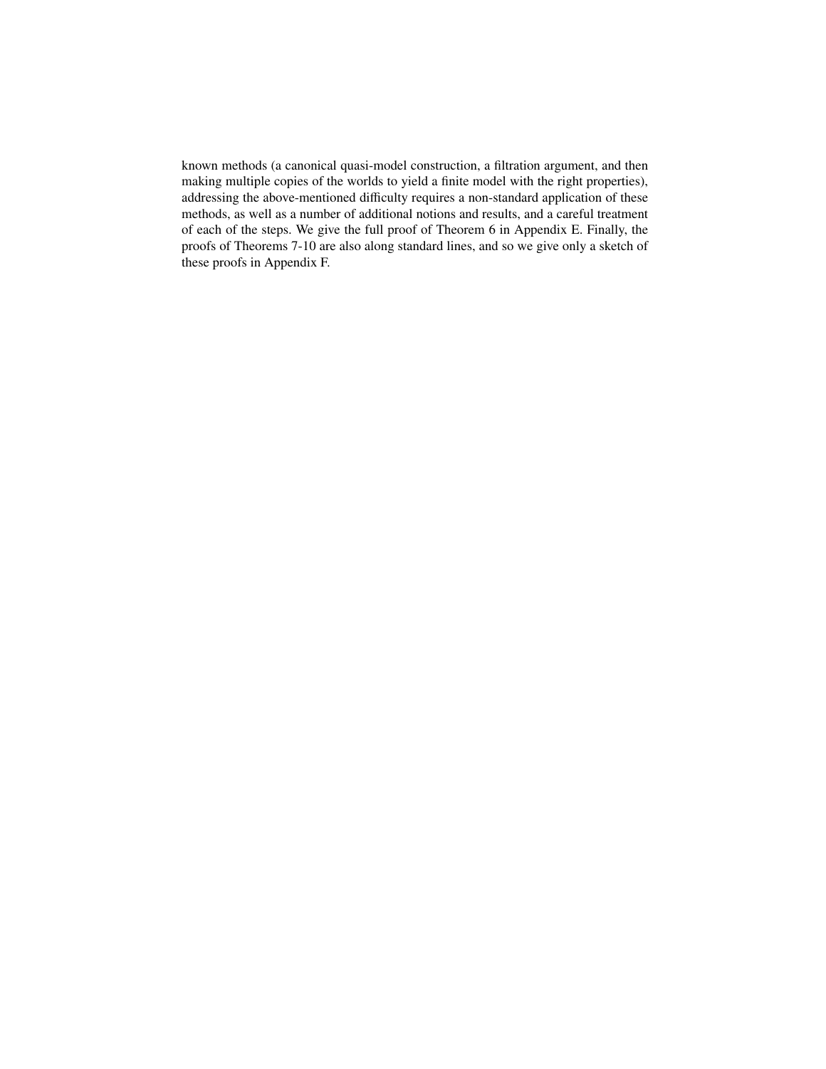known methods (a canonical quasi-model construction, a filtration argument, and then making multiple copies of the worlds to yield a finite model with the right properties), addressing the above-mentioned difficulty requires a non-standard application of these methods, as well as a number of additional notions and results, and a careful treatment of each of the steps. We give the full proof of Theorem 6 in Appendix E. Finally, the proofs of Theorems 7-10 are also along standard lines, and so we give only a sketch of these proofs in Appendix F.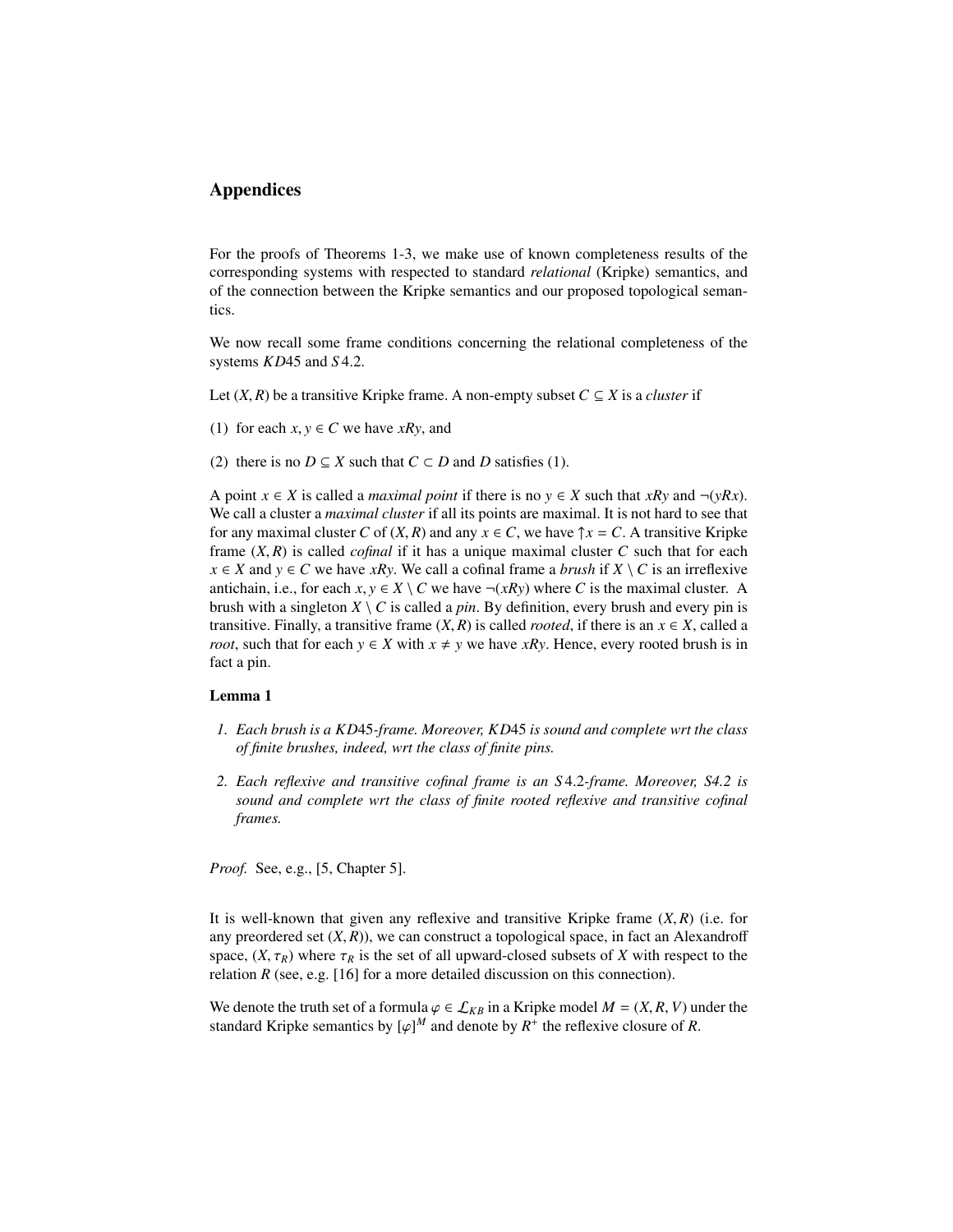# Appendices

For the proofs of Theorems 1-3, we make use of known completeness results of the corresponding systems with respected to standard *relational* (Kripke) semantics, and of the connection between the Kripke semantics and our proposed topological semantics.

We now recall some frame conditions concerning the relational completeness of the systems $KD45$ and $S4.2$.

Let $(X, R)$ be a transitive Kripke frame. A non-empty subset $C \subseteq X$ is a *cluster* if

(1) for each $x, y \in C$ we have $xRy$, and

(2) there is no $D \subseteq X$ such that $C \subset D$ and $D$ satisfies (1).

A point $x \in X$ is called a *maximal point* if there is no $y \in X$ such that $xRy$ and $\neg(yRx)$. We call a cluster a *maximal cluster* if all its points are maximal. It is not hard to see that for any maximal cluster $C$ of $(X, R)$ and any $x \in C$, we have $\uparrow x = C$. A transitive Kripke frame $(X, R)$ is called *cofinal* if it has a unique maximal cluster $C$ such that for each $x \in X$ and $y \in C$ we have $xRy$. We call a cofinal frame a *brush* if $X \setminus C$ is an irreflexive antichain, i.e., for each $x, y \in X \setminus C$ we have $\neg(xRy)$ where $C$ is the maximal cluster. A brush with a singleton $X \setminus C$ is called a *pin*. By definition, every brush and every pin is transitive. Finally, a transitive frame $(X, R)$ is called *rooted*, if there is an $x \in X$, called a *root*, such that for each $y \in X$ with $x \neq y$ we have $xRy$. Hence, every rooted brush is in fact a pin.

**Lemma 1**

1. *Each brush is a $KD45$-frame. Moreover, $KD45$ is sound and complete wrt the class of finite brushes, indeed, wrt the class of finite pins.*
2. *Each reflexive and transitive cofinal frame is an $S4.2$-frame. Moreover, S4.2 is sound and complete wrt the class of finite rooted reflexive and transitive cofinal frames.*

*Proof.* See, e.g., [5, Chapter 5].

It is well-known that given any reflexive and transitive Kripke frame $(X, R)$ (i.e. for any preordered set $(X, R)$), we can construct a topological space, in fact an Alexandroff space, $(X, \tau_R)$ where $\tau_R$ is the set of all upward-closed subsets of $X$ with respect to the relation $R$ (see, e.g. [16] for a more detailed discussion on this connection).

We denote the truth set of a formula $\varphi \in \mathcal{L}_{KB}$ in a Kripke model $M = (X, R, V)$ under the standard Kripke semantics by $[\varphi]^M$ and denote by $R^+$ the reflexive closure of $R$.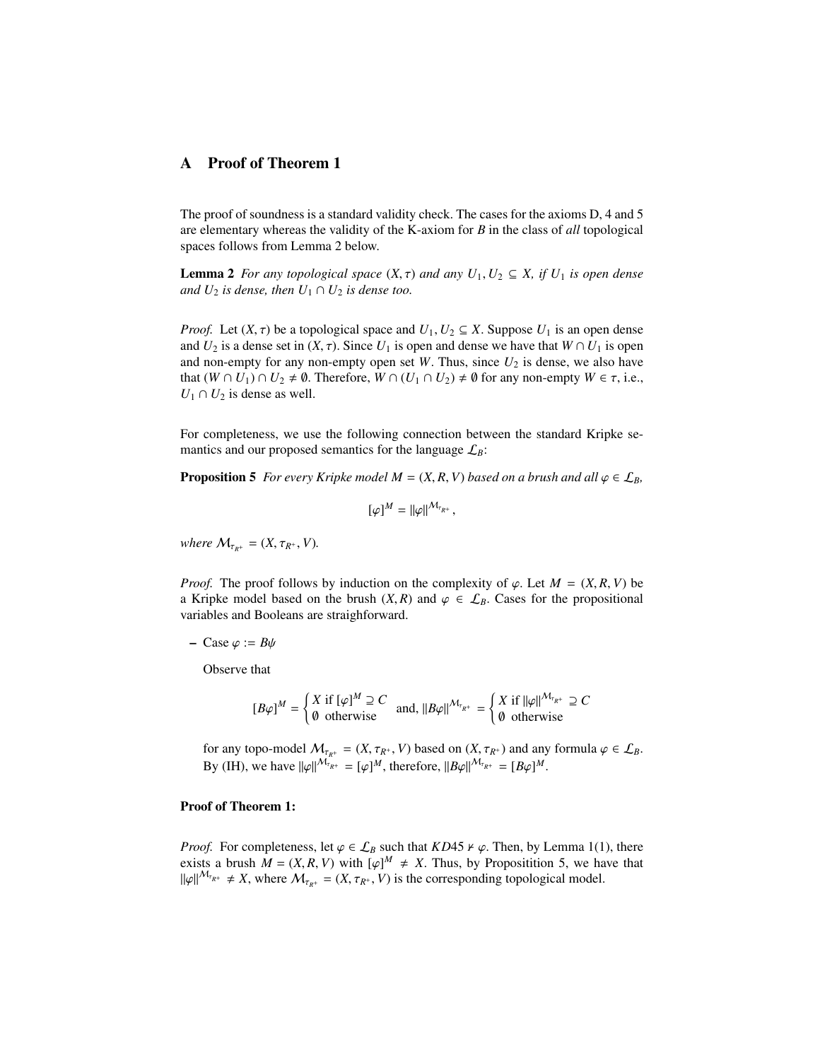## A Proof of Theorem 1

The proof of soundness is a standard validity check. The cases for the axioms D, 4 and 5 are elementary whereas the validity of the K-axiom for $B$ in the class of *all* topological spaces follows from Lemma 2 below.

**Lemma 2** *For any topological space $(X, \tau)$ and any $U_1, U_2 \subseteq X$, if $U_1$ is open dense and $U_2$ is dense, then $U_1 \cap U_2$ is dense too.*

*Proof.* Let $(X, \tau)$ be a topological space and $U_1, U_2 \subseteq X$. Suppose $U_1$ is an open dense and $U_2$ is a dense set in $(X, \tau)$. Since $U_1$ is open and dense we have that $W \cap U_1$ is open and non-empty for any non-empty open set $W$. Thus, since $U_2$ is dense, we also have that $(W \cap U_1) \cap U_2 \neq \emptyset$. Therefore, $W \cap (U_1 \cap U_2) \neq \emptyset$ for any non-empty $W \in \tau$, i.e., $U_1 \cap U_2$ is dense as well.

For completeness, we use the following connection between the standard Kripke semantics and our proposed semantics for the language $\mathcal{L}_B$:

**Proposition 5** *For every Kripke model $M = (X, R, V)$ based on a brush and all $\varphi \in \mathcal{L}_B$,*

$$[\varphi]^M = \|\varphi\|^{\mathcal{M}_{\tau_{R^+}}},$$

*where $\mathcal{M}_{\tau_{R^+}} = (X, \tau_{R^+}, V)$.*

*Proof.* The proof follows by induction on the complexity of $\varphi$. Let $M = (X, R, V)$ be a Kripke model based on the brush $(X, R)$ and $\varphi \in \mathcal{L}_B$. Cases for the propositional variables and Booleans are straighforward.

– Case $\varphi := B\psi$

Observe that

$$[B\varphi]^M = \begin{cases} X \text{ if } [\varphi]^M \supseteq C \\ \emptyset \text{ otherwise} \end{cases} \text{ and, } \|B\varphi\|^{\mathcal{M}_{\tau_{R^+}}} = \begin{cases} X \text{ if } \|\varphi\|^{\mathcal{M}_{\tau_{R^+}}} \supseteq C \\ \emptyset \text{ otherwise} \end{cases}$$

for any topo-model $\mathcal{M}_{\tau_{R^+}} = (X, \tau_{R^+}, V)$ based on $(X, \tau_{R^+})$ and any formula $\varphi \in \mathcal{L}_B$. By (IH), we have $\|\varphi\|^{\mathcal{M}_{\tau_{R^+}}} = [\varphi]^M$, therefore, $\|B\varphi\|^{\mathcal{M}_{\tau_{R^+}}} = [B\varphi]^M$.

**Proof of Theorem 1:**

*Proof.* For completeness, let $\varphi \in \mathcal{L}_B$ such that $KD45 \nvdash \varphi$. Then, by Lemma 1(1), there exists a brush $M = (X, R, V)$ with $[\varphi]^M \neq X$. Thus, by Propositition 5, we have that $\|\varphi\|^{\mathcal{M}_{\tau_{R^+}}} \neq X$, where $\mathcal{M}_{\tau_{R^+}} = (X, \tau_{R^+}, V)$ is the corresponding topological model.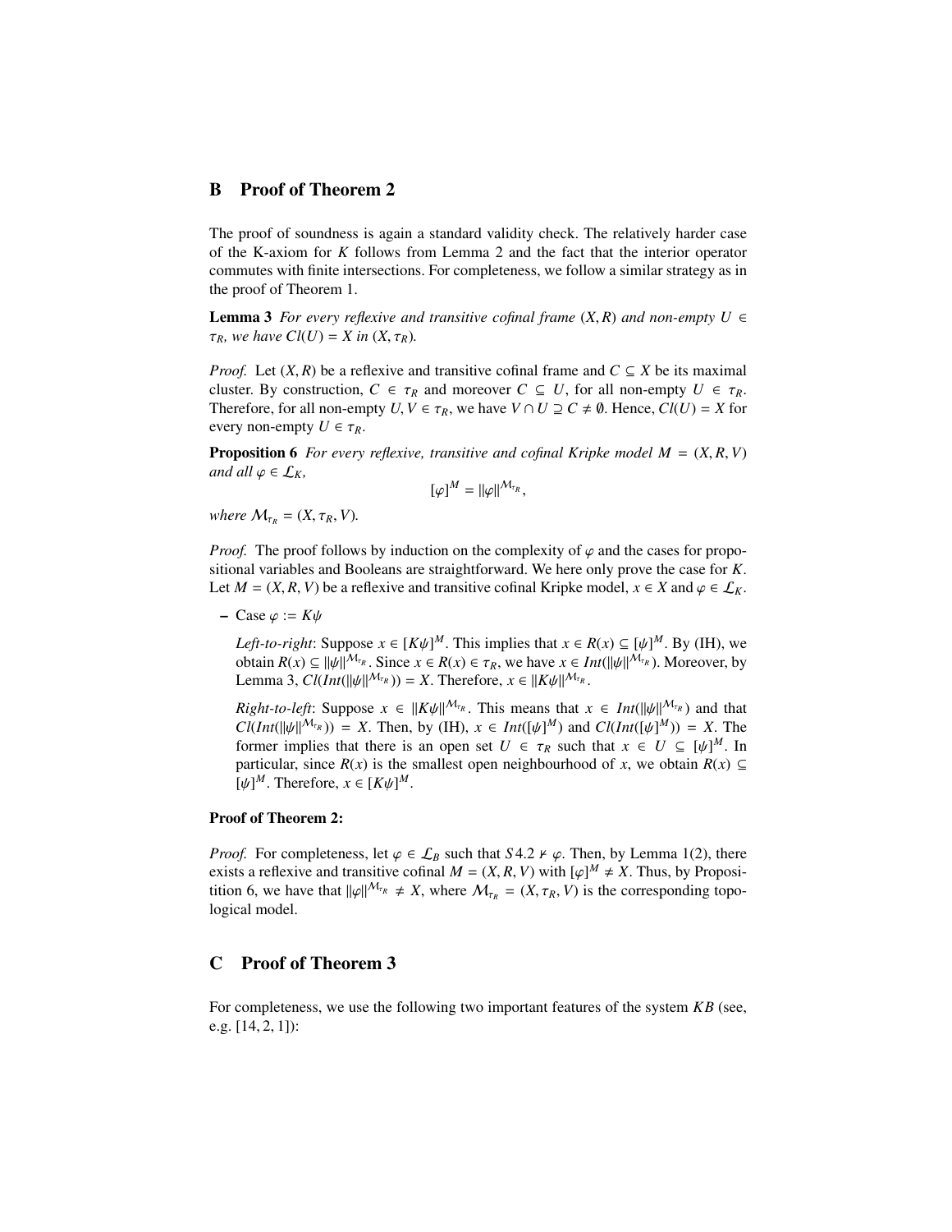## B Proof of Theorem 2

The proof of soundness is again a standard validity check. The relatively harder case of the K-axiom for $K$ follows from Lemma 2 and the fact that the interior operator commutes with finite intersections. For completeness, we follow a similar strategy as in the proof of Theorem 1.

**Lemma 3** *For every reflexive and transitive cofinal frame $(X, R)$ and non-empty $U \in \tau_R$, we have $Cl(U) = X$ in $(X, \tau_R)$.*

*Proof.* Let $(X, R)$ be a reflexive and transitive cofinal frame and $C \subseteq X$ be its maximal cluster. By construction, $C \in \tau_R$ and moreover $C \subseteq U$, for all non-empty $U \in \tau_R$. Therefore, for all non-empty $U, V \in \tau_R$, we have $V \cap U \supseteq C \neq \emptyset$. Hence, $Cl(U) = X$ for every non-empty $U \in \tau_R$.

**Proposition 6** *For every reflexive, transitive and cofinal Kripke model $M = (X, R, V)$ and all $\varphi \in \mathcal{L}_K$,*

$$[\varphi]^M = \|\varphi\|^{\mathcal{M}_{\tau_R}},$$

*where $\mathcal{M}_{\tau_R} = (X, \tau_R, V)$.*

*Proof.* The proof follows by induction on the complexity of $\varphi$ and the cases for propositional variables and Booleans are straightforward. We here only prove the case for $K$. Let $M = (X, R, V)$ be a reflexive and transitive cofinal Kripke model, $x \in X$ and $\varphi \in \mathcal{L}_K$.

- Case $\varphi := K\psi$

  *Left-to-right*: Suppose $x \in [K\psi]^M$. This implies that $x \in R(x) \subseteq [\psi]^M$. By (IH), we obtain $R(x) \subseteq \|\psi\|^{\mathcal{M}_{\tau_R}}$. Since $x \in R(x) \in \tau_R$, we have $x \in Int(\|\psi\|^{\mathcal{M}_{\tau_R}})$. Moreover, by Lemma 3, $Cl(Int(\|\psi\|^{\mathcal{M}_{\tau_R}})) = X$. Therefore, $x \in \|K\psi\|^{\mathcal{M}_{\tau_R}}$.

  *Right-to-left*: Suppose $x \in \|K\psi\|^{\mathcal{M}_{\tau_R}}$. This means that $x \in Int(\|\psi\|^{\mathcal{M}_{\tau_R}})$ and that $Cl(Int(\|\psi\|^{\mathcal{M}_{\tau_R}})) = X$. Then, by (IH), $x \in Int([\psi]^M)$ and $Cl(Int([\psi]^M)) = X$. The former implies that there is an open set $U \in \tau_R$ such that $x \in U \subseteq [\psi]^M$. In particular, since $R(x)$ is the smallest open neighbourhood of $x$, we obtain $R(x) \subseteq [\psi]^M$. Therefore, $x \in [K\psi]^M$.

**Proof of Theorem 2:**

*Proof.* For completeness, let $\varphi \in \mathcal{L}_B$ such that $S4.2 \nvdash \varphi$. Then, by Lemma 1(2), there exists a reflexive and transitive cofinal $M = (X, R, V)$ with $[\varphi]^M \neq X$. Thus, by Propositition 6, we have that $\|\varphi\|^{\mathcal{M}_{\tau_R}} \neq X$, where $\mathcal{M}_{\tau_R} = (X, \tau_R, V)$ is the corresponding topological model.

## C Proof of Theorem 3

For completeness, we use the following two important features of the system $KB$ (see, e.g. [14, 2, 1]):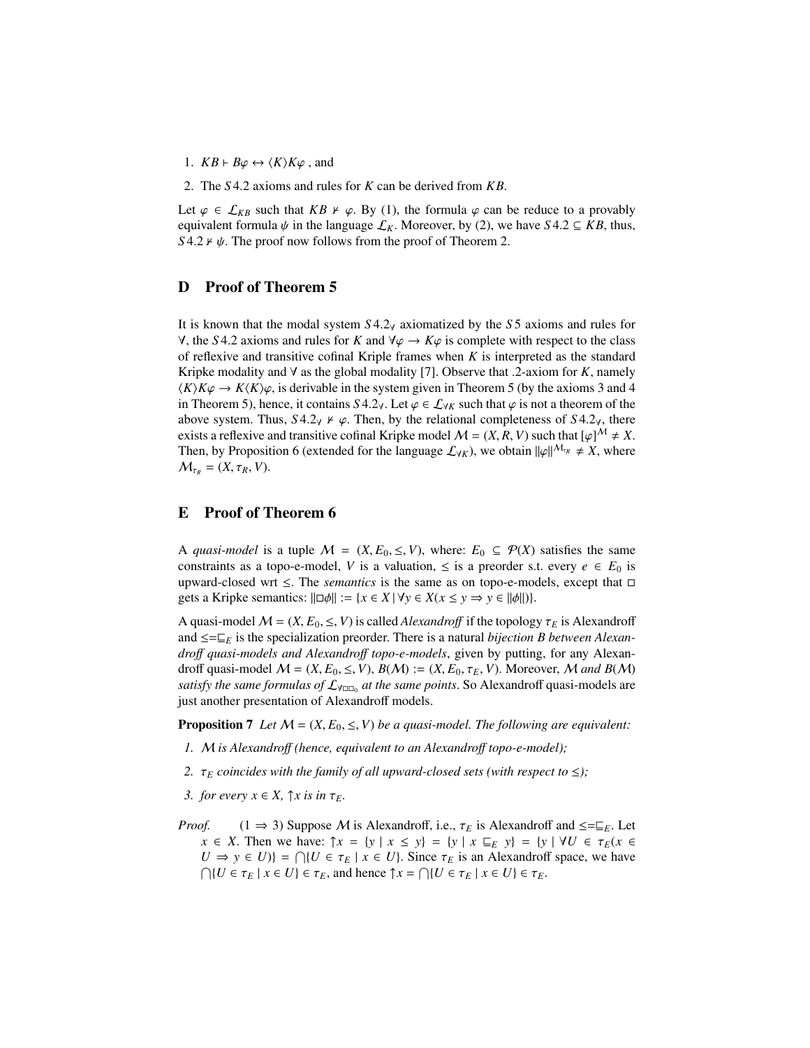1. $KB \vdash B\varphi \leftrightarrow \langle K\rangle K\varphi$ , and
2. The $S4.2$ axioms and rules for $K$ can be derived from $KB$.

Let $\varphi \in \mathcal{L}_{KB}$ such that $KB \nvdash \varphi$. By (1), the formula $\varphi$ can be reduce to a provably equivalent formula $\psi$ in the language $\mathcal{L}_K$. Moreover, by (2), we have $S4.2 \subseteq KB$, thus, $S4.2 \nvdash \psi$. The proof now follows from the proof of Theorem 2.

## D Proof of Theorem 5

It is known that the modal system $S4.2_\forall$ axiomatized by the $S5$ axioms and rules for $\forall$, the $S4.2$ axioms and rules for $K$ and $\forall\varphi \rightarrow K\varphi$ is complete with respect to the class of reflexive and transitive cofinal Kriple frames when $K$ is interpreted as the standard Kripke modality and $\forall$ as the global modality [7]. Observe that .2-axiom for $K$, namely $\langle K\rangle K\varphi \rightarrow K\langle K\rangle\varphi$, is derivable in the system given in Theorem 5 (by the axioms 3 and 4 in Theorem 5), hence, it contains $S4.2_\forall$. Let $\varphi \in \mathcal{L}_{\forall K}$ such that $\varphi$ is not a theorem of the above system. Thus, $S4.2_\forall \nvdash \varphi$. Then, by the relational completeness of $S4.2_\forall$, there exists a reflexive and transitive cofinal Kripke model $\mathcal{M} = (X, R, V)$ such that $[\varphi]^{\mathcal{M}} \neq X$. Then, by Proposition 6 (extended for the language $\mathcal{L}_{\forall K}$), we obtain $\|\varphi\|^{\mathcal{M}_{\tau_R}} \neq X$, where $\mathcal{M}_{\tau_R} = (X, \tau_R, V)$.

## E Proof of Theorem 6

A *quasi-model* is a tuple $\mathcal{M} = (X, E_0, \leq, V)$, where: $E_0 \subseteq \mathcal{P}(X)$ satisfies the same constraints as a topo-e-model, $V$ is a valuation, $\leq$ is a preorder s.t. every $e \in E_0$ is upward-closed wrt $\leq$. The *semantics* is the same as on topo-e-models, except that $\Box$ gets a Kripke semantics: $\|\Box\phi\| := \{x \in X \mid \forall y \in X(x \leq y \Rightarrow y \in \|\phi\|)\}$.

A quasi-model $\mathcal{M} = (X, E_0, \leq, V)$ is called *Alexandroff* if the topology $\tau_E$ is Alexandroff and $\leq = \sqsubseteq_E$ is the specialization preorder. There is a natural *bijection $B$ between Alexandroff quasi-models and Alexandroff topo-e-models*, given by putting, for any Alexandroff quasi-model $\mathcal{M} = (X, E_0, \leq, V)$, $B(\mathcal{M}) := (X, E_0, \tau_E, V)$. Moreover, *$\mathcal{M}$ and $B(\mathcal{M})$ satisfy the same formulas of $\mathcal{L}_{\forall\Box\Box_0}$ at the same points*. So Alexandroff quasi-models are just another presentation of Alexandroff models.

**Proposition 7** *Let $\mathcal{M} = (X, E_0, \leq, V)$ be a quasi-model. The following are equivalent:*

1. *$\mathcal{M}$ is Alexandroff (hence, equivalent to an Alexandroff topo-e-model);*
2. *$\tau_E$ coincides with the family of all upward-closed sets (with respect to $\leq$);*
3. *for every $x \in X$, $\uparrow x$ is in $\tau_E$.*

*Proof.* $(1 \Rightarrow 3)$ Suppose $\mathcal{M}$ is Alexandroff, i.e., $\tau_E$ is Alexandroff and $\leq = \sqsubseteq_E$. Let $x \in X$. Then we have: $\uparrow x = \{y \mid x \leq y\} = \{y \mid x \sqsubseteq_E y\} = \{y \mid \forall U \in \tau_E(x \in U \Rightarrow y \in U)\} = \bigcap\{U \in \tau_E \mid x \in U\}$. Since $\tau_E$ is an Alexandroff space, we have $\bigcap\{U \in \tau_E \mid x \in U\} \in \tau_E$, and hence $\uparrow x = \bigcap\{U \in \tau_E \mid x \in U\} \in \tau_E$.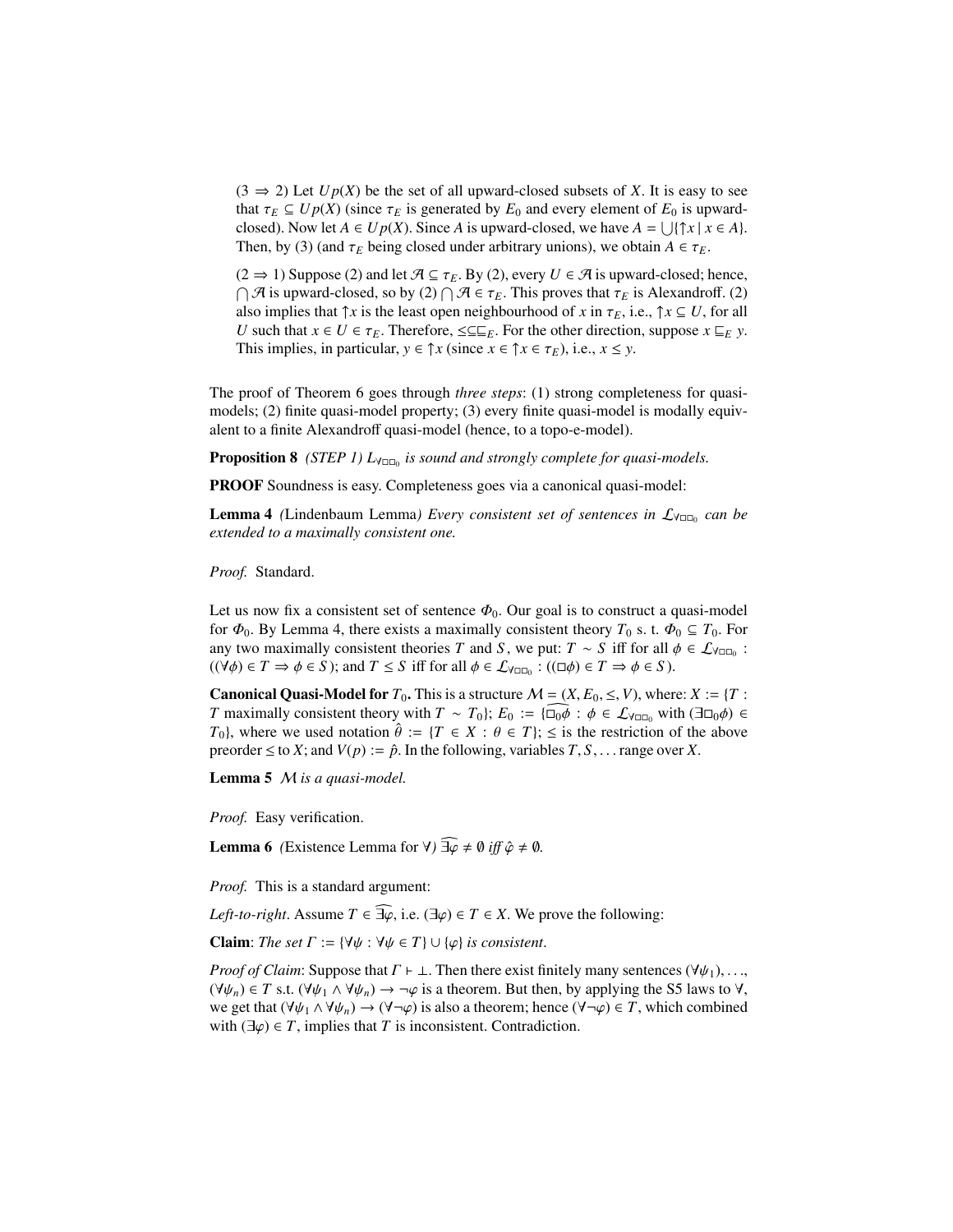($3 \Rightarrow 2$) Let $Up(X)$ be the set of all upward-closed subsets of $X$. It is easy to see that $\tau_E \subseteq Up(X)$ (since $\tau_E$ is generated by $E_0$ and every element of $E_0$ is upward-closed). Now let $A \in Up(X)$. Since $A$ is upward-closed, we have $A = \bigcup\{\uparrow x \mid x \in A\}$. Then, by (3) (and $\tau_E$ being closed under arbitrary unions), we obtain $A \in \tau_E$.

($2 \Rightarrow 1$) Suppose (2) and let $\mathcal{A} \subseteq \tau_E$. By (2), every $U \in \mathcal{A}$ is upward-closed; hence, $\bigcap \mathcal{A}$ is upward-closed, so by (2) $\bigcap \mathcal{A} \in \tau_E$. This proves that $\tau_E$ is Alexandroff. (2) also implies that $\uparrow x$ is the least open neighbourhood of $x$ in $\tau_E$, i.e., $\uparrow x \subseteq U$, for all $U$ such that $x \in U \in \tau_E$. Therefore, $\leq \subseteq \sqsubseteq_E$. For the other direction, suppose $x \sqsubseteq_E y$. This implies, in particular, $y \in \uparrow x$ (since $x \in \uparrow x \in \tau_E$), i.e., $x \leq y$.

The proof of Theorem 6 goes through *three steps*: (1) strong completeness for quasi-models; (2) finite quasi-model property; (3) every finite quasi-model is modally equivalent to a finite Alexandroff quasi-model (hence, to a topo-e-model).

**Proposition 8** *(STEP 1) $L_{\forall\Box\Box_0}$ is sound and strongly complete for quasi-models.*

**PROOF** Soundness is easy. Completeness goes via a canonical quasi-model:

**Lemma 4** *(*Lindenbaum Lemma*) Every consistent set of sentences in $\mathcal{L}_{\forall\Box\Box_0}$ can be extended to a maximally consistent one.*

*Proof.* Standard.

Let us now fix a consistent set of sentence $\Phi_0$. Our goal is to construct a quasi-model for $\Phi_0$. By Lemma 4, there exists a maximally consistent theory $T_0$ s. t. $\Phi_0 \subseteq T_0$. For any two maximally consistent theories $T$ and $S$, we put: $T \sim S$ iff for all $\phi \in \mathcal{L}_{\forall\Box\Box_0}$ : $((\forall\phi) \in T \Rightarrow \phi \in S)$; and $T \leq S$ iff for all $\phi \in \mathcal{L}_{\forall\Box\Box_0}$ : $((\Box\phi) \in T \Rightarrow \phi \in S)$.

**Canonical Quasi-Model for $T_0$.** This is a structure $\mathcal{M} = (X, E_0, \leq, V)$, where: $X := \{T : T$ maximally consistent theory with $T \sim T_0\}$; $E_0 := \{\widehat{\Box_0\phi} : \phi \in \mathcal{L}_{\forall\Box\Box_0}$ with $(\exists\Box_0\phi) \in T_0\}$, where we used notation $\hat{\theta} := \{T \in X : \theta \in T\}$; $\leq$ is the restriction of the above preorder $\leq$ to $X$; and $V(p) := \hat{p}$. In the following, variables $T, S, \ldots$ range over $X$.

**Lemma 5** *$\mathcal{M}$ is a quasi-model.*

*Proof.* Easy verification.

**Lemma 6** *(*Existence Lemma for $\forall$*) $\widehat{\exists\varphi} \neq \emptyset$ iff $\hat{\varphi} \neq \emptyset$.*

*Proof.* This is a standard argument:

*Left-to-right*. Assume $T \in \widehat{\exists\varphi}$, i.e. $(\exists\varphi) \in T \in X$. We prove the following:

**Claim**: *The set $\Gamma := \{\forall\psi : \forall\psi \in T\} \cup \{\varphi\}$ is consistent.*

*Proof of Claim*: Suppose that $\Gamma \vdash \bot$. Then there exist finitely many sentences $(\forall\psi_1), \ldots, (\forall\psi_n) \in T$ s.t. $(\forall\psi_1 \wedge \forall\psi_n) \rightarrow \neg\varphi$ is a theorem. But then, by applying the S5 laws to $\forall$, we get that $(\forall\psi_1 \wedge \forall\psi_n) \rightarrow (\forall\neg\varphi)$ is also a theorem; hence $(\forall\neg\varphi) \in T$, which combined with $(\exists\varphi) \in T$, implies that $T$ is inconsistent. Contradiction.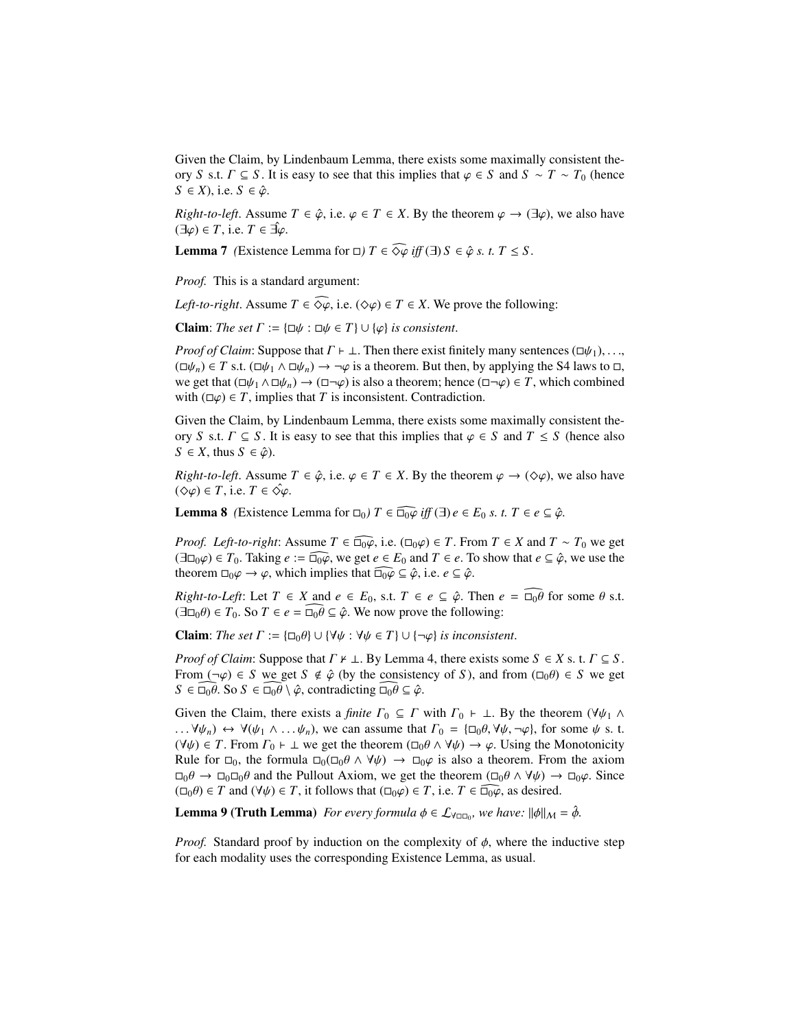Given the Claim, by Lindenbaum Lemma, there exists some maximally consistent theory $S$ s.t. $\Gamma \subseteq S$. It is easy to see that this implies that $\varphi \in S$ and $S \sim T \sim T_0$ (hence $S \in X$), i.e. $S \in \hat{\varphi}$.

*Right-to-left*. Assume $T \in \hat{\varphi}$, i.e. $\varphi \in T \in X$. By the theorem $\varphi \to (\exists\varphi)$, we also have $(\exists\varphi) \in T$, i.e. $T \in \widehat{\exists\varphi}$.

**Lemma 7** *(Existence Lemma for $\Box$) $T \in \widehat{\Diamond\varphi}$ iff $(\exists)\, S \in \hat{\varphi}$ s. t. $T \leq S$.*

*Proof.* This is a standard argument:

*Left-to-right*. Assume $T \in \widehat{\Diamond\varphi}$, i.e. $(\Diamond\varphi) \in T \in X$. We prove the following:

**Claim**: *The set $\Gamma := \{\Box\psi : \Box\psi \in T\} \cup \{\varphi\}$ is consistent.*

*Proof of Claim*: Suppose that $\Gamma \vdash \bot$. Then there exist finitely many sentences $(\Box\psi_1), \ldots, (\Box\psi_n) \in T$ s.t. $(\Box\psi_1 \wedge \Box\psi_n) \to \neg\varphi$ is a theorem. But then, by applying the S4 laws to $\Box$, we get that $(\Box\psi_1 \wedge \Box\psi_n) \to (\Box\neg\varphi)$ is also a theorem; hence $(\Box\neg\varphi) \in T$, which combined with $(\Box\varphi) \in T$, implies that $T$ is inconsistent. Contradiction.

Given the Claim, by Lindenbaum Lemma, there exists some maximally consistent theory $S$ s.t. $\Gamma \subseteq S$. It is easy to see that this implies that $\varphi \in S$ and $T \leq S$ (hence also $S \in X$, thus $S \in \hat{\varphi}$).

*Right-to-left*. Assume $T \in \hat{\varphi}$, i.e. $\varphi \in T \in X$. By the theorem $\varphi \to (\Diamond\varphi)$, we also have $(\Diamond\varphi) \in T$, i.e. $T \in \widehat{\Diamond\varphi}$.

**Lemma 8** *(Existence Lemma for $\Box_0$) $T \in \widehat{\Box_0\varphi}$ iff $(\exists)\, e \in E_0$ s. t. $T \in e \subseteq \hat{\varphi}$.*

*Proof. Left-to-right*: Assume $T \in \widehat{\Box_0\varphi}$, i.e. $(\Box_0\varphi) \in T$. From $T \in X$ and $T \sim T_0$ we get $(\exists\Box_0\varphi) \in T_0$. Taking $e := \widehat{\Box_0\varphi}$, we get $e \in E_0$ and $T \in e$. To show that $e \subseteq \hat{\varphi}$, we use the theorem $\Box_0\varphi \to \varphi$, which implies that $\widehat{\Box_0\varphi} \subseteq \hat{\varphi}$, i.e. $e \subseteq \hat{\varphi}$.

*Right-to-Left*: Let $T \in X$ and $e \in E_0$, s.t. $T \in e \subseteq \hat{\varphi}$. Then $e = \widehat{\Box_0\theta}$ for some $\theta$ s.t. $(\exists\Box_0\theta) \in T_0$. So $T \in e = \widehat{\Box_0\theta} \subseteq \hat{\varphi}$. We now prove the following:

**Claim**: *The set $\Gamma := \{\Box_0\theta\} \cup \{\forall\psi : \forall\psi \in T\} \cup \{\neg\varphi\}$ is inconsistent.*

*Proof of Claim*: Suppose that $\Gamma \nvdash \bot$. By Lemma 4, there exists some $S \in X$ s. t. $\Gamma \subseteq S$. From $(\neg\varphi) \in S$ we get $S \notin \hat{\varphi}$ (by the consistency of $S$), and from $(\Box_0\theta) \in S$ we get $S \in \widehat{\Box_0\theta}$. So $S \in \widehat{\Box_0\theta} \setminus \hat{\varphi}$, contradicting $\widehat{\Box_0\theta} \subseteq \hat{\varphi}$.

Given the Claim, there exists a *finite* $\Gamma_0 \subseteq \Gamma$ with $\Gamma_0 \vdash \bot$. By the theorem $(\forall\psi_1 \wedge \ldots \forall\psi_n) \leftrightarrow \forall(\psi_1 \wedge \ldots \psi_n)$, we can assume that $\Gamma_0 = \{\Box_0\theta, \forall\psi, \neg\varphi\}$, for some $\psi$ s. t. $(\forall\psi) \in T$. From $\Gamma_0 \vdash \bot$ we get the theorem $(\Box_0\theta \wedge \forall\psi) \to \varphi$. Using the Monotonicity Rule for $\Box_0$, the formula $\Box_0(\Box_0\theta \wedge \forall\psi) \to \Box_0\varphi$ is also a theorem. From the axiom $\Box_0\theta \to \Box_0\Box_0\theta$ and the Pullout Axiom, we get the theorem $(\Box_0\theta \wedge \forall\psi) \to \Box_0\varphi$. Since $(\Box_0\theta) \in T$ and $(\forall\psi) \in T$, it follows that $(\Box_0\varphi) \in T$, i.e. $T \in \widehat{\Box_0\varphi}$, as desired.

**Lemma 9 (Truth Lemma)** *For every formula $\phi \in \mathcal{L}_{\forall\Box\Box_0}$, we have: $\|\phi\|_{\mathcal{M}} = \hat{\phi}$.*

*Proof.* Standard proof by induction on the complexity of $\phi$, where the inductive step for each modality uses the corresponding Existence Lemma, as usual.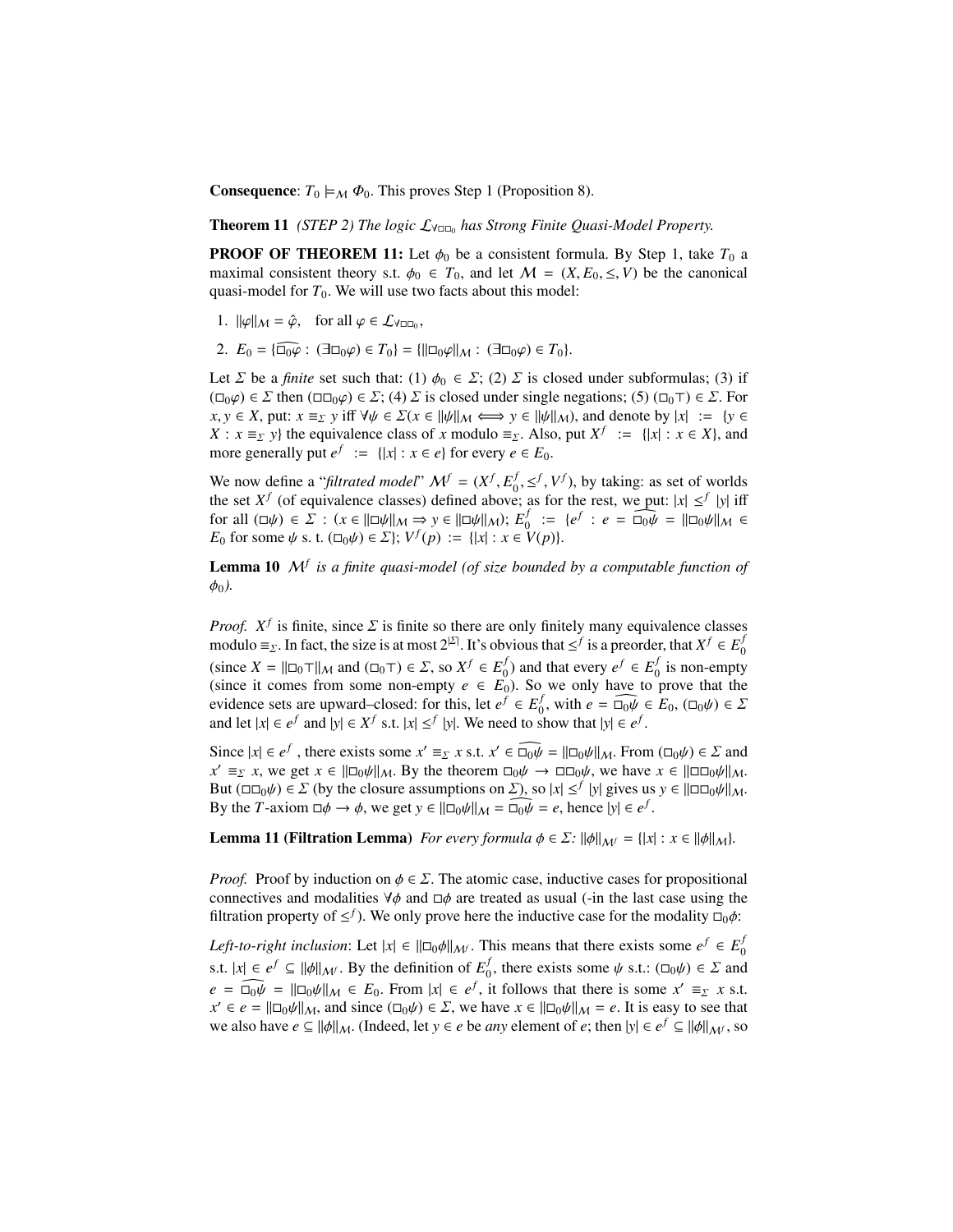**Consequence**: $T_0 \models_{\mathcal{M}} \Phi_0$. This proves Step 1 (Proposition 8).

**Theorem 11** *(STEP 2) The logic $\mathcal{L}_{\forall\Box\Box_0}$ has Strong Finite Quasi-Model Property.*

**PROOF OF THEOREM 11:** Let $\phi_0$ be a consistent formula. By Step 1, take $T_0$ a maximal consistent theory s.t. $\phi_0 \in T_0$, and let $\mathcal{M} = (X, E_0, \leq, V)$ be the canonical quasi-model for $T_0$. We will use two facts about this model:

1. $\|\varphi\|_{\mathcal{M}} = \hat{\varphi}$, for all $\varphi \in \mathcal{L}_{\forall\Box\Box_0}$,
2. $E_0 = \{\widehat{\Box_0\varphi} : (\exists\Box_0\varphi) \in T_0\} = \{\|\Box_0\varphi\|_{\mathcal{M}} : (\exists\Box_0\varphi) \in T_0\}$.

Let $\Sigma$ be a *finite* set such that: (1) $\phi_0 \in \Sigma$; (2) $\Sigma$ is closed under subformulas; (3) if $(\Box_0\varphi) \in \Sigma$ then $(\Box\Box_0\varphi) \in \Sigma$; (4) $\Sigma$ is closed under single negations; (5) $(\Box_0\top) \in \Sigma$. For $x, y \in X$, put: $x \equiv_\Sigma y$ iff $\forall\psi \in \Sigma(x \in \|\psi\|_{\mathcal{M}} \iff y \in \|\psi\|_{\mathcal{M}})$, and denote by $|x| := \{y \in X : x \equiv_\Sigma y\}$ the equivalence class of $x$ modulo $\equiv_\Sigma$. Also, put $X^f := \{|x| : x \in X\}$, and more generally put $e^f := \{|x| : x \in e\}$ for every $e \in E_0$.

We now define a "*filtrated model*" $\mathcal{M}^f = (X^f, E_0^f, \leq^f, V^f)$, by taking: as set of worlds the set $X^f$ (of equivalence classes) defined above; as for the rest, we put: $|x| \leq^f |y|$ iff for all $(\Box\psi) \in \Sigma$ : $(x \in \|\Box\psi\|_{\mathcal{M}} \Rightarrow y \in \|\Box\psi\|_{\mathcal{M}})$; $E_0^f := \{e^f : e = \widehat{\Box_0\psi} = \|\Box_0\psi\|_{\mathcal{M}} \in E_0$ for some $\psi$ s. t. $(\Box_0\psi) \in \Sigma\}$; $V^f(p) := \{|x| : x \in V(p)\}$.

**Lemma 10** *$\mathcal{M}^f$ is a finite quasi-model (of size bounded by a computable function of $\phi_0$).*

*Proof.* $X^f$ is finite, since $\Sigma$ is finite so there are only finitely many equivalence classes modulo $\equiv_\Sigma$. In fact, the size is at most $2^{|\Sigma|}$. It's obvious that $\leq^f$ is a preorder, that $X^f \in E_0^f$ (since $X = \|\Box_0\top\|_{\mathcal{M}}$ and $(\Box_0\top) \in \Sigma$, so $X^f \in E_0^f$) and that every $e^f \in E_0^f$ is non-empty (since it comes from some non-empty $e \in E_0$). So we only have to prove that the evidence sets are upward–closed: for this, let $e^f \in E_0^f$, with $e = \widehat{\Box_0\psi} \in E_0$, $(\Box_0\psi) \in \Sigma$ and let $|x| \in e^f$ and $|y| \in X^f$ s.t. $|x| \leq^f |y|$. We need to show that $|y| \in e^f$.

Since $|x| \in e^f$, there exists some $x' \equiv_\Sigma x$ s.t. $x' \in \widehat{\Box_0\psi} = \|\Box_0\psi\|_{\mathcal{M}}$. From $(\Box_0\psi) \in \Sigma$ and $x' \equiv_\Sigma x$, we get $x \in \|\Box_0\psi\|_{\mathcal{M}}$. By the theorem $\Box_0\psi \to \Box\Box_0\psi$, we have $x \in \|\Box\Box_0\psi\|_{\mathcal{M}}$. But $(\Box\Box_0\psi) \in \Sigma$ (by the closure assumptions on $\Sigma$), so $|x| \leq^f |y|$ gives us $y \in \|\Box\Box_0\psi\|_{\mathcal{M}}$. By the $T$-axiom $\Box\phi \to \phi$, we get $y \in \|\Box_0\psi\|_{\mathcal{M}} = \widehat{\Box_0\psi} = e$, hence $|y| \in e^f$.

**Lemma 11 (Filtration Lemma)** *For every formula $\phi \in \Sigma$: $\|\phi\|_{\mathcal{M}^f} = \{|x| : x \in \|\phi\|_{\mathcal{M}}\}$.*

*Proof.* Proof by induction on $\phi \in \Sigma$. The atomic case, inductive cases for propositional connectives and modalities $\forall\phi$ and $\Box\phi$ are treated as usual (-in the last case using the filtration property of $\leq^f$). We only prove here the inductive case for the modality $\Box_0\phi$:

*Left-to-right inclusion*: Let $|x| \in \|\Box_0\phi\|_{\mathcal{M}^f}$. This means that there exists some $e^f \in E_0^f$ s.t. $|x| \in e^f \subseteq \|\phi\|_{\mathcal{M}^f}$. By the definition of $E_0^f$, there exists some $\psi$ s.t.: $(\Box_0\psi) \in \Sigma$ and $e = \widehat{\Box_0\psi} = \|\Box_0\psi\|_{\mathcal{M}} \in E_0$. From $|x| \in e^f$, it follows that there is some $x' \equiv_\Sigma x$ s.t. $x' \in e = \|\Box_0\psi\|_{\mathcal{M}}$, and since $(\Box_0\psi) \in \Sigma$, we have $x \in \|\Box_0\psi\|_{\mathcal{M}} = e$. It is easy to see that we also have $e \subseteq \|\phi\|_{\mathcal{M}}$. (Indeed, let $y \in e$ be *any* element of $e$; then $|y| \in e^f \subseteq \|\phi\|_{\mathcal{M}^f}$, so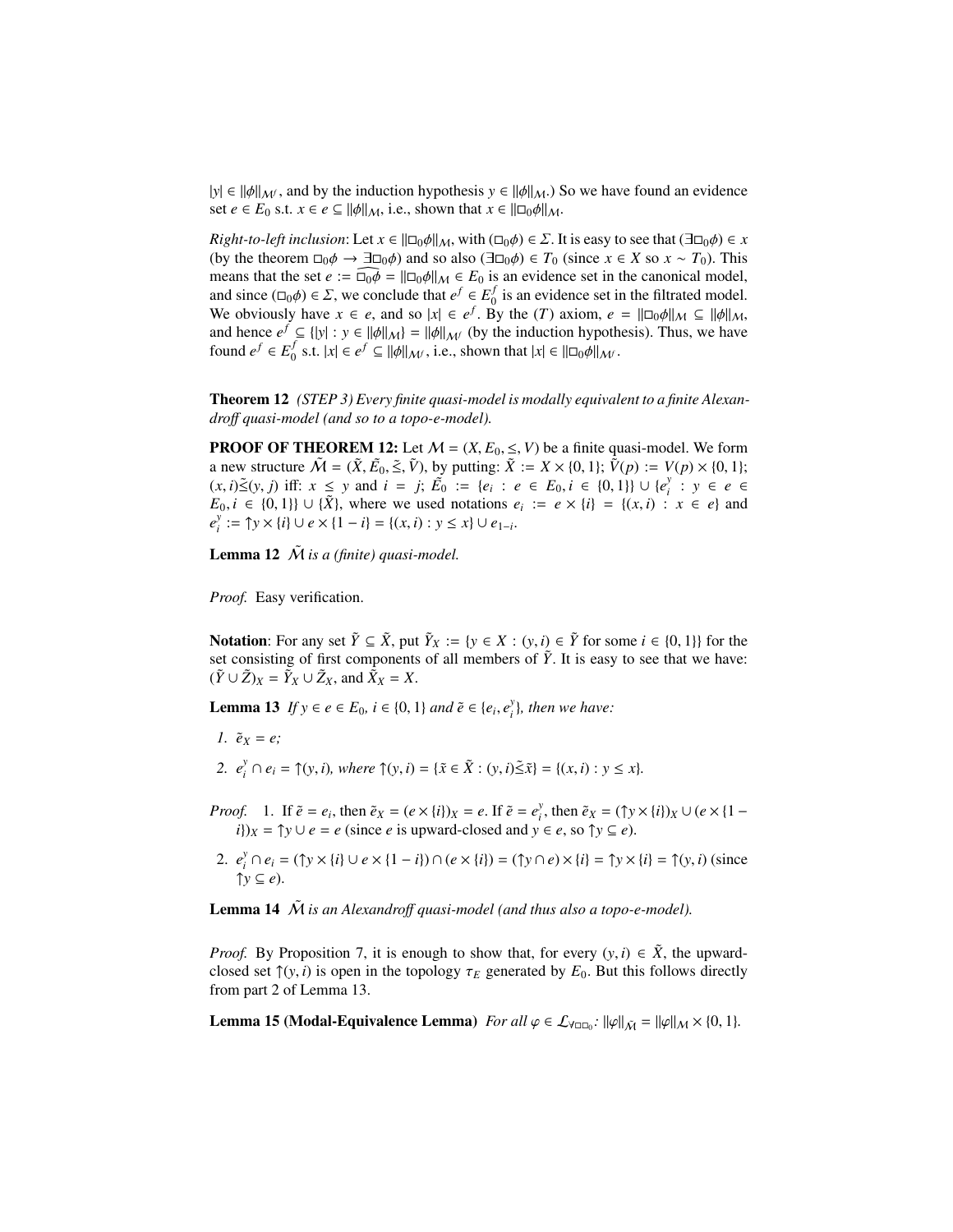$|y| \in ||\phi||_{\mathcal{M}^f}$, and by the induction hypothesis $y \in ||\phi||_{\mathcal{M}}$.) So we have found an evidence set $e \in E_0$ s.t. $x \in e \subseteq ||\phi||_{\mathcal{M}}$, i.e., shown that $x \in ||\Box_0\phi||_{\mathcal{M}}$.

*Right-to-left inclusion*: Let $x \in ||\Box_0\phi||_{\mathcal{M}}$, with $(\Box_0\phi) \in \Sigma$. It is easy to see that $(\exists\Box_0\phi) \in x$ (by the theorem $\Box_0\phi \to \exists\Box_0\phi$) and so also $(\exists\Box_0\phi) \in T_0$ (since $x \in X$ so $x \sim T_0$). This means that the set $e := \widehat{\Box_0\phi} = ||\Box_0\phi||_{\mathcal{M}} \in E_0$ is an evidence set in the canonical model, and since $(\Box_0\phi) \in \Sigma$, we conclude that $e^f \in E_0^f$ is an evidence set in the filtrated model. We obviously have $x \in e$, and so $|x| \in e^f$. By the $(T)$ axiom, $e = ||\Box_0\phi||_{\mathcal{M}} \subseteq ||\phi||_{\mathcal{M}}$, and hence $e^f \subseteq \{|y| : y \in ||\phi||_{\mathcal{M}}\} = ||\phi||_{\mathcal{M}^f}$ (by the induction hypothesis). Thus, we have found $e^f \in E_0^f$ s.t. $|x| \in e^f \subseteq ||\phi||_{\mathcal{M}^f}$, i.e., shown that $|x| \in ||\Box_0\phi||_{\mathcal{M}^f}$.

**Theorem 12** *(STEP 3) Every finite quasi-model is modally equivalent to a finite Alexandroff quasi-model (and so to a topo-e-model).*

**PROOF OF THEOREM 12:** Let $\mathcal{M} = (X, E_0, \leq, V)$ be a finite quasi-model. We form a new structure $\tilde{\mathcal{M}} = (\tilde{X}, \tilde{E_0}, \tilde{\leq}, \tilde{V})$, by putting: $\tilde{X} := X \times \{0, 1\}$; $\tilde{V}(p) := V(p) \times \{0, 1\}$; $(x, i)\tilde{\leq}(y, j)$ iff: $x \leq y$ and $i = j$; $\tilde{E_0} := \{e_i : e \in E_0, i \in \{0, 1\}\} \cup \{e_i^y : y \in e \in E_0, i \in \{0, 1\}\} \cup \{\tilde{X}\}$, where we used notations $e_i := e \times \{i\} = \{(x, i) : x \in e\}$ and $e_i^y := \uparrow y \times \{i\} \cup e \times \{1 - i\} = \{(x, i) : y \leq x\} \cup e_{1-i}$.

**Lemma 12** *$\tilde{\mathcal{M}}$ is a (finite) quasi-model.*

*Proof.* Easy verification.

**Notation**: For any set $\tilde{Y} \subseteq \tilde{X}$, put $\tilde{Y}_X := \{y \in X : (y, i) \in \tilde{Y}$ for some $i \in \{0, 1\}\}$ for the set consisting of first components of all members of $\tilde{Y}$. It is easy to see that we have: $(\tilde{Y} \cup \tilde{Z})_X = \tilde{Y}_X \cup \tilde{Z}_X$, and $\tilde{X}_X = X$.

**Lemma 13** *If $y \in e \in E_0$, $i \in \{0, 1\}$ and $\tilde{e} \in \{e_i, e_i^y\}$, then we have:*

1. *$\tilde{e}_X = e$;*
2. *$e_i^y \cap e_i = \uparrow(y, i)$, where $\uparrow(y, i) = \{\tilde{x} \in \tilde{X} : (y, i)\tilde{\leq}\tilde{x}\} = \{(x, i) : y \leq x\}$.*

*Proof.*
1. If $\tilde{e} = e_i$, then $\tilde{e}_X = (e \times \{i\})_X = e$. If $\tilde{e} = e_i^y$, then $\tilde{e}_X = (\uparrow y \times \{i\})_X \cup (e \times \{1 - i\})_X = \uparrow y \cup e = e$ (since $e$ is upward-closed and $y \in e$, so $\uparrow y \subseteq e$).
2. $e_i^y \cap e_i = (\uparrow y \times \{i\} \cup e \times \{1 - i\}) \cap (e \times \{i\}) = (\uparrow y \cap e) \times \{i\} = \uparrow y \times \{i\} = \uparrow(y, i)$ (since $\uparrow y \subseteq e$).

**Lemma 14** *$\tilde{\mathcal{M}}$ is an Alexandroff quasi-model (and thus also a topo-e-model).*

*Proof.* By Proposition 7, it is enough to show that, for every $(y, i) \in \tilde{X}$, the upward-closed set $\uparrow(y, i)$ is open in the topology $\tau_E$ generated by $E_0$. But this follows directly from part 2 of Lemma 13.

**Lemma 15 (Modal-Equivalence Lemma)** *For all $\varphi \in \mathcal{L}_{\forall\Box\Box_0}$: $||\varphi||_{\tilde{\mathcal{M}}} = ||\varphi||_{\mathcal{M}} \times \{0, 1\}$.*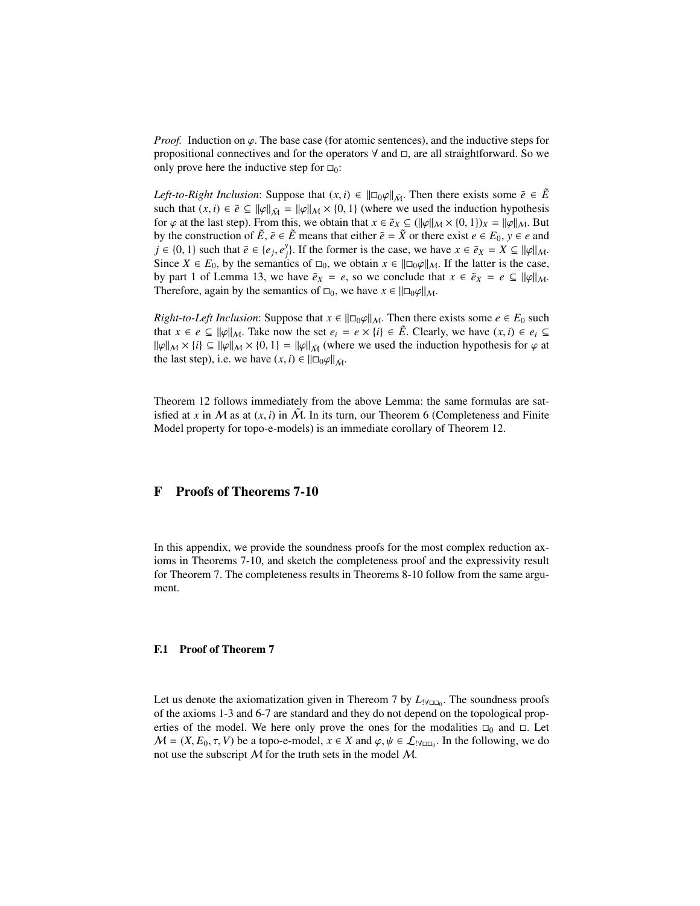*Proof.* Induction on $\varphi$. The base case (for atomic sentences), and the inductive steps for propositional connectives and for the operators $\forall$ and $\Box$, are all straightforward. So we only prove here the inductive step for $\Box_0$:

*Left-to-Right Inclusion*: Suppose that $(x, i) \in ||\Box_0\varphi||_{\tilde{\mathcal{M}}}$. Then there exists some $\tilde{e} \in \tilde{E}$ such that $(x, i) \in \tilde{e} \subseteq ||\varphi||_{\tilde{\mathcal{M}}} = ||\varphi||_{\mathcal{M}} \times \{0, 1\}$ (where we used the induction hypothesis for $\varphi$ at the last step). From this, we obtain that $x \in \tilde{e}_X \subseteq (||\varphi||_{\mathcal{M}} \times \{0, 1\})_X = ||\varphi||_{\mathcal{M}}$. But by the construction of $\tilde{E}$, $\tilde{e} \in \tilde{E}$ means that either $\tilde{e} = \tilde{X}$ or there exist $e \in E_0$, $y \in e$ and $j \in \{0, 1\}$ such that $\tilde{e} \in \{e_j, e_j^y\}$. If the former is the case, we have $x \in \tilde{e}_X = X \subseteq ||\varphi||_{\mathcal{M}}$. Since $X \in E_0$, by the semantics of $\Box_0$, we obtain $x \in ||\Box_0\varphi||_{\mathcal{M}}$. If the latter is the case, by part 1 of Lemma 13, we have $\tilde{e}_X = e$, so we conclude that $x \in \tilde{e}_X = e \subseteq ||\varphi||_{\mathcal{M}}$. Therefore, again by the semantics of $\Box_0$, we have $x \in ||\Box_0\varphi||_{\mathcal{M}}$.

*Right-to-Left Inclusion*: Suppose that $x \in ||\Box_0\varphi||_{\mathcal{M}}$. Then there exists some $e \in E_0$ such that $x \in e \subseteq ||\varphi||_{\mathcal{M}}$. Take now the set $e_i = e \times \{i\} \in \tilde{E}$. Clearly, we have $(x, i) \in e_i \subseteq ||\varphi||_{\mathcal{M}} \times \{i\} \subseteq ||\varphi||_{\mathcal{M}} \times \{0, 1\} = ||\varphi||_{\tilde{\mathcal{M}}}$ (where we used the induction hypothesis for $\varphi$ at the last step), i.e. we have $(x, i) \in ||\Box_0\varphi||_{\tilde{\mathcal{M}}}$.

Theorem 12 follows immediately from the above Lemma: the same formulas are satisfied at $x$ in $\mathcal{M}$ as at $(x, i)$ in $\tilde{\mathcal{M}}$. In its turn, our Theorem 6 (Completeness and Finite Model property for topo-e-models) is an immediate corollary of Theorem 12.

# F Proofs of Theorems 7-10

In this appendix, we provide the soundness proofs for the most complex reduction axioms in Theorems 7-10, and sketch the completeness proof and the expressivity result for Theorem 7. The completeness results in Theorems 8-10 follow from the same argument.

## F.1 Proof of Theorem 7

Let us denote the axiomatization given in Thereom 7 by $L_{!\forall\Box\Box_0}$. The soundness proofs of the axioms 1-3 and 6-7 are standard and they do not depend on the topological properties of the model. We here only prove the ones for the modalities $\Box_0$ and $\Box$. Let $\mathcal{M} = (X, E_0, \tau, V)$ be a topo-e-model, $x \in X$ and $\varphi, \psi \in \mathcal{L}_{!\forall\Box\Box_0}$. In the following, we do not use the subscript $\mathcal{M}$ for the truth sets in the model $\mathcal{M}$.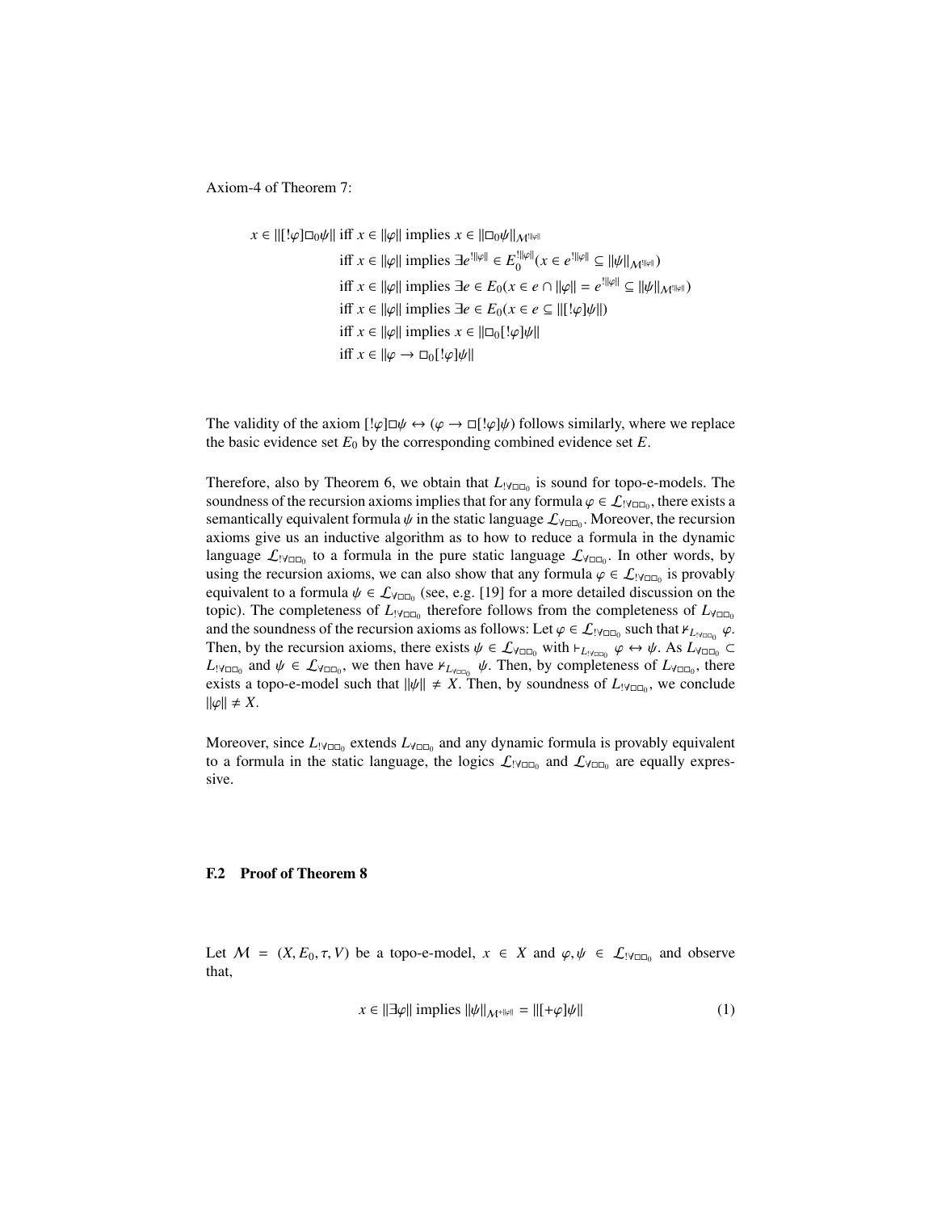Axiom-4 of Theorem 7:

$$
\begin{aligned}
x \in \|[!\varphi]\Box_0\psi\| & \text{ iff } x \in \|\varphi\| \text{ implies } x \in \|\Box_0\psi\|_{\mathcal{M}^{!\|\varphi\|}} \\
& \text{ iff } x \in \|\varphi\| \text{ implies } \exists e^{!\|\varphi\|} \in E_0^{!\|\varphi\|}(x \in e^{!\|\varphi\|} \subseteq \|\psi\|_{\mathcal{M}^{!\|\varphi\|}}) \\
& \text{ iff } x \in \|\varphi\| \text{ implies } \exists e \in E_0(x \in e \cap \|\varphi\| = e^{!\|\varphi\|} \subseteq \|\psi\|_{\mathcal{M}^{!\|\varphi\|}}) \\
& \text{ iff } x \in \|\varphi\| \text{ implies } \exists e \in E_0(x \in e \subseteq \|[!\varphi]\psi\|) \\
& \text{ iff } x \in \|\varphi\| \text{ implies } x \in \|\Box_0[!\varphi]\psi\| \\
& \text{ iff } x \in \|\varphi \to \Box_0[!\varphi]\psi\|
\end{aligned}
$$

The validity of the axiom $[!\varphi]\Box\psi \leftrightarrow (\varphi \to \Box[!\varphi]\psi)$ follows similarly, where we replace the basic evidence set $E_0$ by the corresponding combined evidence set $E$.

Therefore, also by Theorem 6, we obtain that $L_{!\forall\Box\Box_0}$ is sound for topo-e-models. The soundness of the recursion axioms implies that for any formula $\varphi \in \mathcal{L}_{!\forall\Box\Box_0}$, there exists a semantically equivalent formula $\psi$ in the static language $\mathcal{L}_{\forall\Box\Box_0}$. Moreover, the recursion axioms give us an inductive algorithm as to how to reduce a formula in the dynamic language $\mathcal{L}_{!\forall\Box\Box_0}$ to a formula in the pure static language $\mathcal{L}_{\forall\Box\Box_0}$. In other words, by using the recursion axioms, we can also show that any formula $\varphi \in \mathcal{L}_{!\forall\Box\Box_0}$ is provably equivalent to a formula $\psi \in \mathcal{L}_{\forall\Box\Box_0}$ (see, e.g. [19] for a more detailed discussion on the topic). The completeness of $L_{!\forall\Box\Box_0}$ therefore follows from the completeness of $L_{\forall\Box\Box_0}$ and the soundness of the recursion axioms as follows: Let $\varphi \in \mathcal{L}_{!\forall\Box\Box_0}$ such that $\nvdash_{L_{!\forall\Box\Box_0}} \varphi$. Then, by the recursion axioms, there exists $\psi \in \mathcal{L}_{\forall\Box\Box_0}$ with $\vdash_{L_{!\forall\Box\Box_0}} \varphi \leftrightarrow \psi$. As $L_{\forall\Box\Box_0} \subset L_{!\forall\Box\Box_0}$ and $\psi \in \mathcal{L}_{\forall\Box\Box_0}$, we then have $\nvdash_{L_{\forall\Box\Box_0}} \psi$. Then, by completeness of $L_{\forall\Box\Box_0}$, there exists a topo-e-model such that $\|\psi\| \neq X$. Then, by soundness of $L_{!\forall\Box\Box_0}$, we conclude $\|\varphi\| \neq X$.

Moreover, since $L_{!\forall\Box\Box_0}$ extends $L_{\forall\Box\Box_0}$ and any dynamic formula is provably equivalent to a formula in the static language, the logics $\mathcal{L}_{!\forall\Box\Box_0}$ and $\mathcal{L}_{\forall\Box\Box_0}$ are equally expressive.

### F.2 Proof of Theorem 8

Let $\mathcal{M} = (X, E_0, \tau, V)$ be a topo-e-model, $x \in X$ and $\varphi, \psi \in \mathcal{L}_{!\forall\Box\Box_0}$ and observe that,

$$x \in \|\exists\varphi\| \text{ implies } \|\psi\|_{\mathcal{M}^{+\|\varphi\|}} = \|[+\varphi]\psi\| \tag{1}$$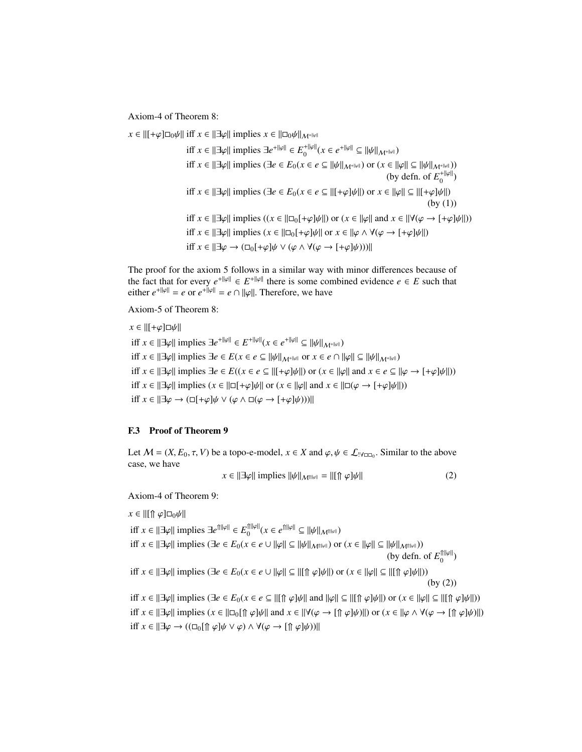Axiom-4 of Theorem 8:

$$
\begin{aligned}
x \in \|[+\varphi]\Box_0\psi\| &\text{ iff } x \in \|\exists\varphi\| \text{ implies } x \in \|\Box_0\psi\|_{\mathcal{M}^{+\|\varphi\|}} \\
&\text{iff } x \in \|\exists\varphi\| \text{ implies } \exists e^{+\|\varphi\|} \in E_0^{+\|\varphi\|}(x \in e^{+\|\varphi\|} \subseteq \|\psi\|_{\mathcal{M}^{+\|\varphi\|}}) \\
&\text{iff } x \in \|\exists\varphi\| \text{ implies } (\exists e \in E_0(x \in e \subseteq \|\psi\|_{\mathcal{M}^{+\|\varphi\|}}) \text{ or } (x \in \|\varphi\| \subseteq \|\psi\|_{\mathcal{M}^{+\|\varphi\|}})) \\
&\hspace{18em} \text{(by defn. of } E_0^{+\|\varphi\|}) \\
&\text{iff } x \in \|\exists\varphi\| \text{ implies } (\exists e \in E_0(x \in e \subseteq \|[+\varphi]\psi\|) \text{ or } x \in \|\varphi\| \subseteq \|[+\varphi]\psi\|) \\
&\hspace{22em} \text{(by (1))} \\
&\text{iff } x \in \|\exists\varphi\| \text{ implies } ((x \in \|\Box_0[+\varphi]\psi\|) \text{ or } (x \in \|\varphi\| \text{ and } x \in \|\forall(\varphi \to [+\varphi]\psi\|)) \\
&\text{iff } x \in \|\exists\varphi\| \text{ implies } (x \in \|\Box_0[+\varphi]\psi\| \text{ or } x \in \|\varphi \wedge \forall(\varphi \to [+\varphi]\psi\|) \\
&\text{iff } x \in \|\exists\varphi \to (\Box_0[+\varphi]\psi \vee (\varphi \wedge \forall(\varphi \to [+\varphi]\psi)))\|
\end{aligned}
$$

The proof for the axiom 5 follows in a similar way with minor differences because of the fact that for every $e^{+\|\varphi\|} \in E^{+\|\varphi\|}$ there is some combined evidence $e \in E$ such that either $e^{+\|\varphi\|} = e$ or $e^{+\|\varphi\|} = e \cap \|\varphi\|$. Therefore, we have

Axiom-5 of Theorem 8:

$$
\begin{aligned}
&x \in \|[+\varphi]\Box\psi\| \\
&\text{iff } x \in \|\exists\varphi\| \text{ implies } \exists e^{+\|\varphi\|} \in E^{+\|\varphi\|}(x \in e^{+\|\varphi\|} \subseteq \|\psi\|_{\mathcal{M}^{+\|\varphi\|}}) \\
&\text{iff } x \in \|\exists\varphi\| \text{ implies } \exists e \in E(x \in e \subseteq \|\psi\|_{\mathcal{M}^{+\|\varphi\|}} \text{ or } x \in e \cap \|\varphi\| \subseteq \|\psi\|_{\mathcal{M}^{+\|\varphi\|}}) \\
&\text{iff } x \in \|\exists\varphi\| \text{ implies } \exists e \in E((x \in e \subseteq \|[+\varphi]\psi\|) \text{ or } (x \in \|\varphi\| \text{ and } x \in e \subseteq \|\varphi \to [+\varphi]\psi\|)) \\
&\text{iff } x \in \|\exists\varphi\| \text{ implies } (x \in \|\Box[+\varphi]\psi\| \text{ or } (x \in \|\varphi\| \text{ and } x \in \|\Box(\varphi \to [+\varphi]\psi\|)) \\
&\text{iff } x \in \|\exists\varphi \to (\Box[+\varphi]\psi \vee (\varphi \wedge \Box(\varphi \to [+\varphi]\psi)))\|
\end{aligned}
$$

### F.3 Proof of Theorem 9

Let $\mathcal{M} = (X, E_0, \tau, V)$ be a topo-e-model, $x \in X$ and $\varphi, \psi \in \mathcal{L}_{!\forall\Box\Box_0}$. Similar to the above case, we have

$$
x \in \|\exists\varphi\| \text{ implies } \|\psi\|_{\mathcal{M}^{\Uparrow\|\varphi\|}} = \|[\Uparrow\varphi]\psi\| \tag{2}
$$

Axiom-4 of Theorem 9:

$$
\begin{aligned}
&x \in \|[\Uparrow\varphi]\Box_0\psi\| \\
&\text{iff } x \in \|\exists\varphi\| \text{ implies } \exists e^{\Uparrow\|\varphi\|} \in E_0^{\Uparrow\|\varphi\|}(x \in e^{\Uparrow\|\varphi\|} \subseteq \|\psi\|_{\mathcal{M}^{\Uparrow\|\varphi\|}}) \\
&\text{iff } x \in \|\exists\varphi\| \text{ implies } (\exists e \in E_0(x \in e \cup \|\varphi\| \subseteq \|\psi\|_{\mathcal{M}^{\Uparrow\|\varphi\|}}) \text{ or } (x \in \|\varphi\| \subseteq \|\psi\|_{\mathcal{M}^{\Uparrow\|\varphi\|}})) \\
&\hspace{22em} \text{(by defn. of } E_0^{\Uparrow\|\varphi\|}) \\
&\text{iff } x \in \|\exists\varphi\| \text{ implies } (\exists e \in E_0(x \in e \cup \|\varphi\| \subseteq \|[\Uparrow\varphi]\psi\|) \text{ or } (x \in \|\varphi\| \subseteq \|[\Uparrow\varphi]\psi\|)) \\
&\hspace{26em} \text{(by (2))} \\
&\text{iff } x \in \|\exists\varphi\| \text{ implies } (\exists e \in E_0(x \in e \subseteq \|[\Uparrow\varphi]\psi\| \text{ and } \|\varphi\| \subseteq \|[\Uparrow\varphi]\psi\|) \text{ or } (x \in \|\varphi\| \subseteq \|[\Uparrow\varphi]\psi\|)) \\
&\text{iff } x \in \|\exists\varphi\| \text{ implies } (x \in \|\Box_0[\Uparrow\varphi]\psi\| \text{ and } x \in \|\forall(\varphi \to [\Uparrow\varphi]\psi)\|) \text{ or } (x \in \|\varphi \wedge \forall(\varphi \to [\Uparrow\varphi]\psi)\|) \\
&\text{iff } x \in \|\exists\varphi \to ((\Box_0[\Uparrow\varphi]\psi \vee \varphi) \wedge \forall(\varphi \to [\Uparrow\varphi]\psi))\|
\end{aligned}
$$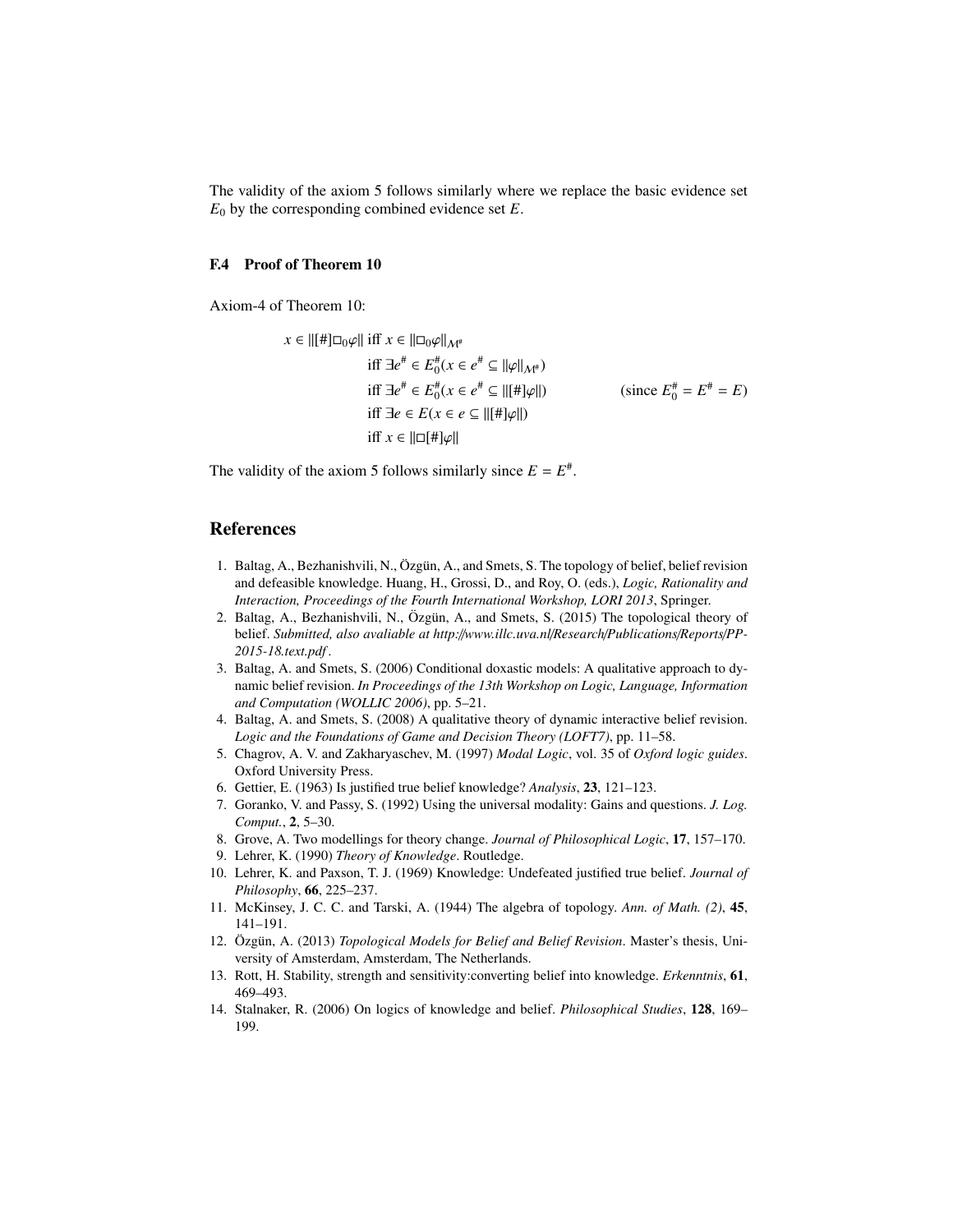The validity of the axiom 5 follows similarly where we replace the basic evidence set $E_0$ by the corresponding combined evidence set $E$.

### F.4 Proof of Theorem 10

Axiom-4 of Theorem 10:

$$
\begin{aligned}
x \in \|[\#]\Box_0\varphi\| &\text{ iff } x \in \|\Box_0\varphi\|_{\mathcal{M}^\#} \\
&\text{iff } \exists e^\# \in E_0^\#(x \in e^\# \subseteq \|\varphi\|_{\mathcal{M}^\#}) \\
&\text{iff } \exists e^\# \in E_0^\#(x \in e^\# \subseteq \|[\#]\varphi\|) \qquad\qquad (\text{since } E_0^\# = E^\# = E) \\
&\text{iff } \exists e \in E(x \in e \subseteq \|[\#]\varphi\|) \\
&\text{iff } x \in \|\Box[\#]\varphi\|
\end{aligned}
$$

The validity of the axiom 5 follows similarly since $E = E^\#$.

## References

1. Baltag, A., Bezhanishvili, N., Özgün, A., and Smets, S. The topology of belief, belief revision and defeasible knowledge. Huang, H., Grossi, D., and Roy, O. (eds.), *Logic, Rationality and Interaction, Proceedings of the Fourth International Workshop, LORI 2013*, Springer.
2. Baltag, A., Bezhanishvili, N., Özgün, A., and Smets, S. (2015) The topological theory of belief. *Submitted, also avaliable at http://www.illc.uva.nl/Research/Publications/Reports/PP-2015-18.text.pdf*.
3. Baltag, A. and Smets, S. (2006) Conditional doxastic models: A qualitative approach to dynamic belief revision. *In Proceedings of the 13th Workshop on Logic, Language, Information and Computation (WOLLIC 2006)*, pp. 5–21.
4. Baltag, A. and Smets, S. (2008) A qualitative theory of dynamic interactive belief revision. *Logic and the Foundations of Game and Decision Theory (LOFT7)*, pp. 11–58.
5. Chagrov, A. V. and Zakharyaschev, M. (1997) *Modal Logic*, vol. 35 of *Oxford logic guides*. Oxford University Press.
6. Gettier, E. (1963) Is justified true belief knowledge? *Analysis*, **23**, 121–123.
7. Goranko, V. and Passy, S. (1992) Using the universal modality: Gains and questions. *J. Log. Comput.*, **2**, 5–30.
8. Grove, A. Two modellings for theory change. *Journal of Philosophical Logic*, **17**, 157–170.
9. Lehrer, K. (1990) *Theory of Knowledge*. Routledge.
10. Lehrer, K. and Paxson, T. J. (1969) Knowledge: Undefeated justified true belief. *Journal of Philosophy*, **66**, 225–237.
11. McKinsey, J. C. C. and Tarski, A. (1944) The algebra of topology. *Ann. of Math. (2)*, **45**, 141–191.
12. Özgün, A. (2013) *Topological Models for Belief and Belief Revision*. Master's thesis, University of Amsterdam, Amsterdam, The Netherlands.
13. Rott, H. Stability, strength and sensitivity:converting belief into knowledge. *Erkenntnis*, **61**, 469–493.
14. Stalnaker, R. (2006) On logics of knowledge and belief. *Philosophical Studies*, **128**, 169–199.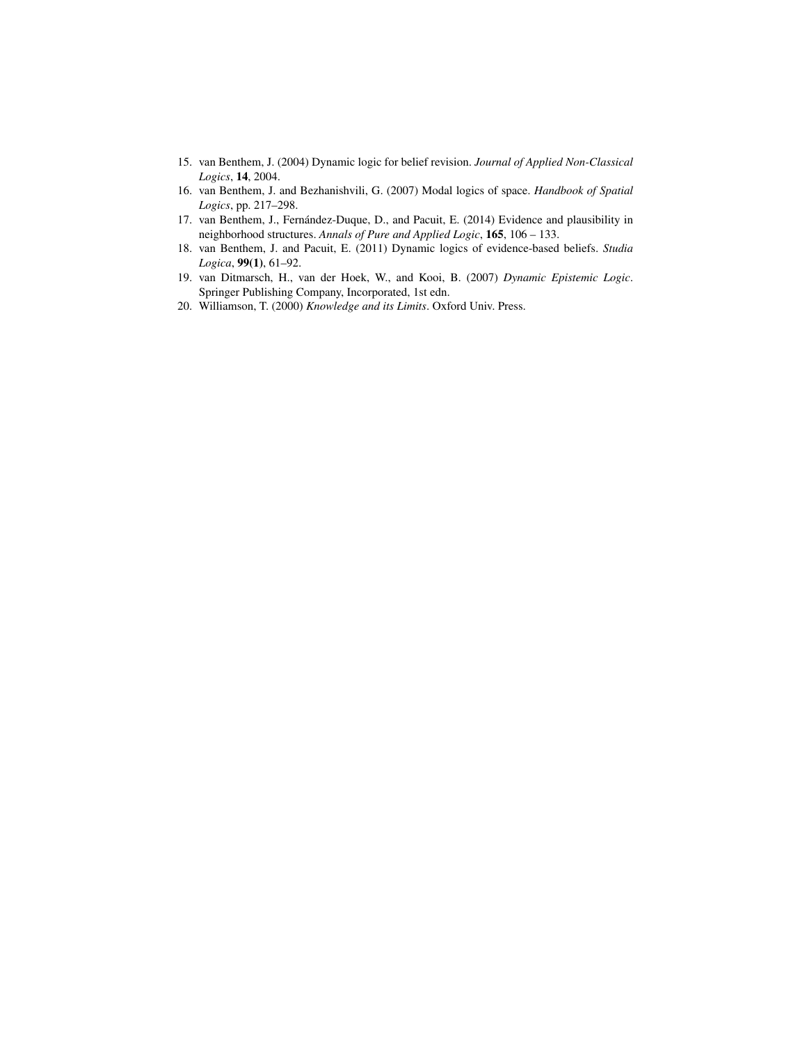15. van Benthem, J. (2004) Dynamic logic for belief revision. *Journal of Applied Non-Classical Logics*, **14**, 2004.
16. van Benthem, J. and Bezhanishvili, G. (2007) Modal logics of space. *Handbook of Spatial Logics*, pp. 217–298.
17. van Benthem, J., Fernández-Duque, D., and Pacuit, E. (2014) Evidence and plausibility in neighborhood structures. *Annals of Pure and Applied Logic*, **165**, 106 – 133.
18. van Benthem, J. and Pacuit, E. (2011) Dynamic logics of evidence-based beliefs. *Studia Logica*, **99(1)**, 61–92.
19. van Ditmarsch, H., van der Hoek, W., and Kooi, B. (2007) *Dynamic Epistemic Logic*. Springer Publishing Company, Incorporated, 1st edn.
20. Williamson, T. (2000) *Knowledge and its Limits*. Oxford Univ. Press.